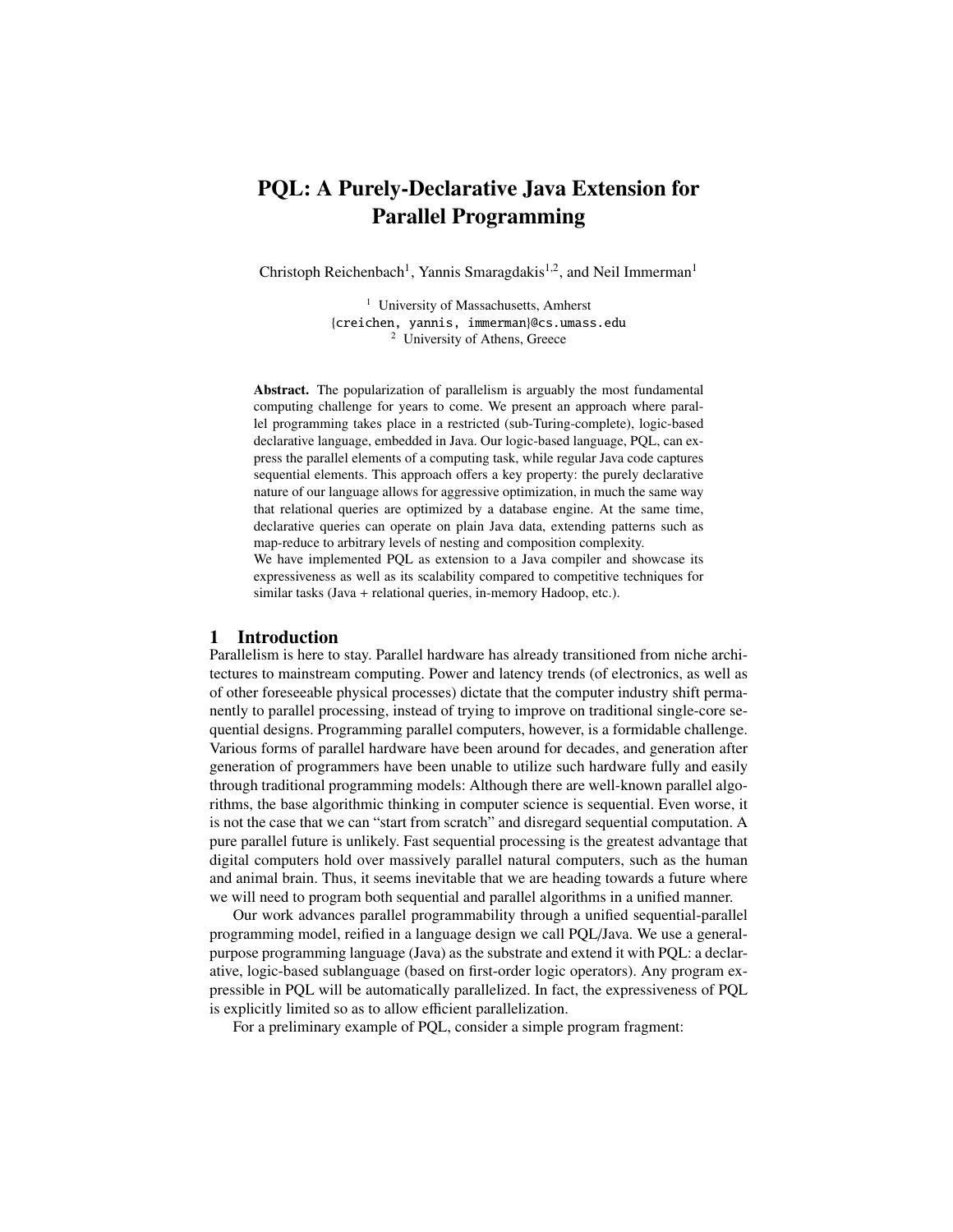# PQL: A Purely-Declarative Java Extension for Parallel Programming

Christoph Reichenbach[1], Yannis Smaragdakis[1,2], and Neil Immerman[1]

[1] University of Massachusetts, Amherst
{creichen, yannis, immerman}@cs.umass.edu
[2] University of Athens, Greece

**Abstract.** The popularization of parallelism is arguably the most fundamental computing challenge for years to come. We present an approach where parallel programming takes place in a restricted (sub-Turing-complete), logic-based declarative language, embedded in Java. Our logic-based language, PQL, can express the parallel elements of a computing task, while regular Java code captures sequential elements. This approach offers a key property: the purely declarative nature of our language allows for aggressive optimization, in much the same way that relational queries are optimized by a database engine. At the same time, declarative queries can operate on plain Java data, extending patterns such as map-reduce to arbitrary levels of nesting and composition complexity.
We have implemented PQL as extension to a Java compiler and showcase its expressiveness as well as its scalability compared to competitive techniques for similar tasks (Java + relational queries, in-memory Hadoop, etc.).

## 1 Introduction

Parallelism is here to stay. Parallel hardware has already transitioned from niche architectures to mainstream computing. Power and latency trends (of electronics, as well as of other foreseeable physical processes) dictate that the computer industry shift permanently to parallel processing, instead of trying to improve on traditional single-core sequential designs. Programming parallel computers, however, is a formidable challenge. Various forms of parallel hardware have been around for decades, and generation after generation of programmers have been unable to utilize such hardware fully and easily through traditional programming models: Although there are well-known parallel algorithms, the base algorithmic thinking in computer science is sequential. Even worse, it is not the case that we can "start from scratch" and disregard sequential computation. A pure parallel future is unlikely. Fast sequential processing is the greatest advantage that digital computers hold over massively parallel natural computers, such as the human and animal brain. Thus, it seems inevitable that we are heading towards a future where we will need to program both sequential and parallel algorithms in a unified manner.

Our work advances parallel programmability through a unified sequential-parallel programming model, reified in a language design we call PQL/Java. We use a general-purpose programming language (Java) as the substrate and extend it with PQL: a declarative, logic-based sublanguage (based on first-order logic operators). Any program expressible in PQL will be automatically parallelized. In fact, the expressiveness of PQL is explicitly limited so as to allow efficient parallelization.

For a preliminary example of PQL, consider a simple program fragment: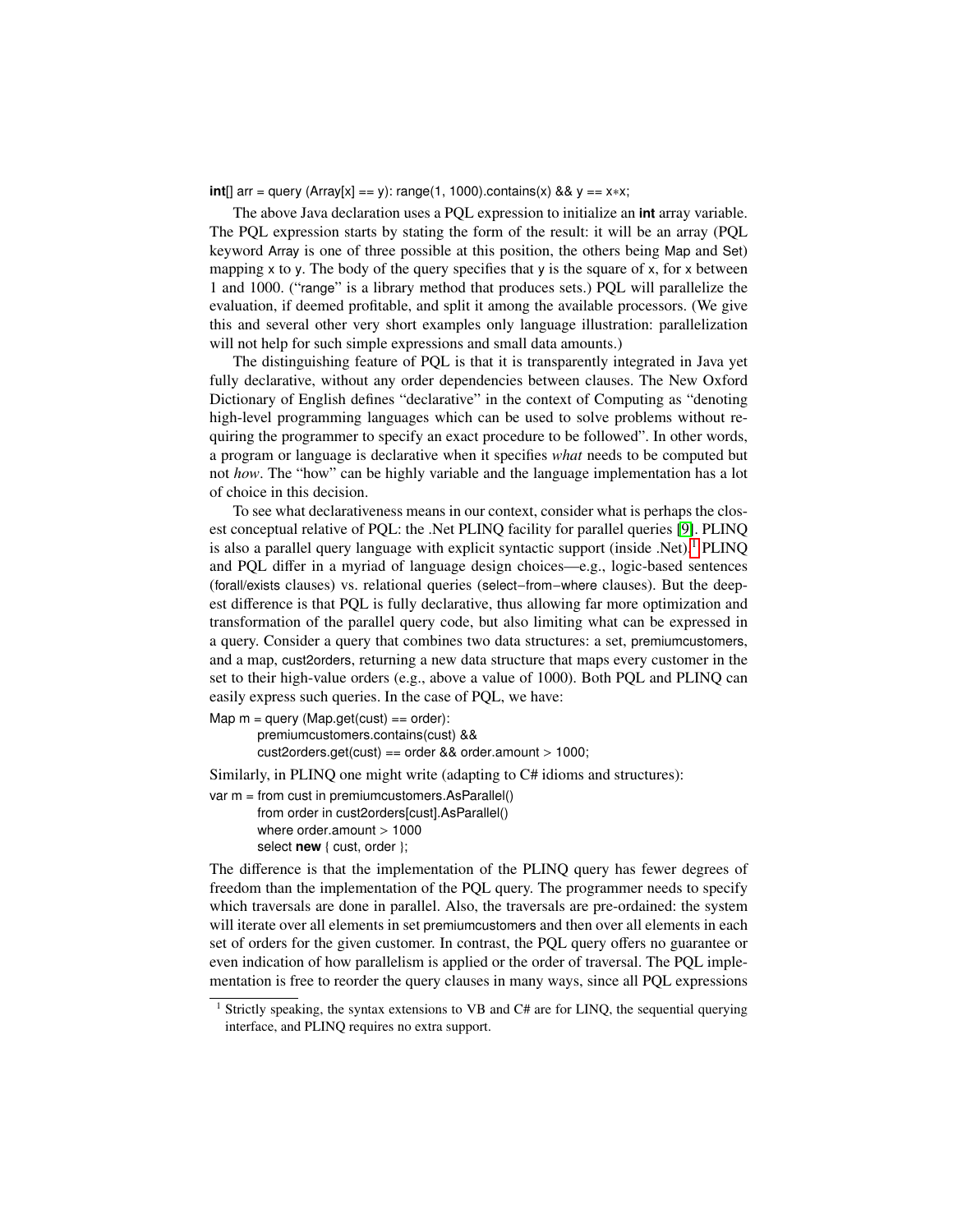```
int[] arr = query (Array[x] == y): range(1, 1000).contains(x) && y == x*x;
```

The above Java declaration uses a PQL expression to initialize an **int** array variable. The PQL expression starts by stating the form of the result: it will be an array (PQL keyword Array is one of three possible at this position, the others being Map and Set) mapping x to y. The body of the query specifies that y is the square of x, for x between 1 and 1000. ("range" is a library method that produces sets.) PQL will parallelize the evaluation, if deemed profitable, and split it among the available processors. (We give this and several other very short examples only language illustration: parallelization will not help for such simple expressions and small data amounts.)

The distinguishing feature of PQL is that it is transparently integrated in Java yet fully declarative, without any order dependencies between clauses. The New Oxford Dictionary of English defines "declarative" in the context of Computing as "denoting high-level programming languages which can be used to solve problems without requiring the programmer to specify an exact procedure to be followed". In other words, a program or language is declarative when it specifies *what* needs to be computed but not *how*. The "how" can be highly variable and the language implementation has a lot of choice in this decision.

To see what declarativeness means in our context, consider what is perhaps the closest conceptual relative of PQL: the .Net PLINQ facility for parallel queries [9]. PLINQ is also a parallel query language with explicit syntactic support (inside .Net).[1] PLINQ and PQL differ in a myriad of language design choices—e.g., logic-based sentences (forall/exists clauses) vs. relational queries (select–from–where clauses). But the deepest difference is that PQL is fully declarative, thus allowing far more optimization and transformation of the parallel query code, but also limiting what can be expressed in a query. Consider a query that combines two data structures: a set, premiumcustomers, and a map, cust2orders, returning a new data structure that maps every customer in the set to their high-value orders (e.g., above a value of 1000). Both PQL and PLINQ can easily express such queries. In the case of PQL, we have:

```
Map m = query (Map.get(cust) == order):
        premiumcustomers.contains(cust) &&
        cust2orders.get(cust) == order && order.amount > 1000;
```

Similarly, in PLINQ one might write (adapting to C# idioms and structures):

```
var m = from cust in premiumcustomers.AsParallel()
        from order in cust2orders[cust].AsParallel()
        where order.amount > 1000
        select new { cust, order };
```

The difference is that the implementation of the PLINQ query has fewer degrees of freedom than the implementation of the PQL query. The programmer needs to specify which traversals are done in parallel. Also, the traversals are pre-ordained: the system will iterate over all elements in set premiumcustomers and then over all elements in each set of orders for the given customer. In contrast, the PQL query offers no guarantee or even indication of how parallelism is applied or the order of traversal. The PQL implementation is free to reorder the query clauses in many ways, since all PQL expressions

[1] Strictly speaking, the syntax extensions to VB and C# are for LINQ, the sequential querying interface, and PLINQ requires no extra support.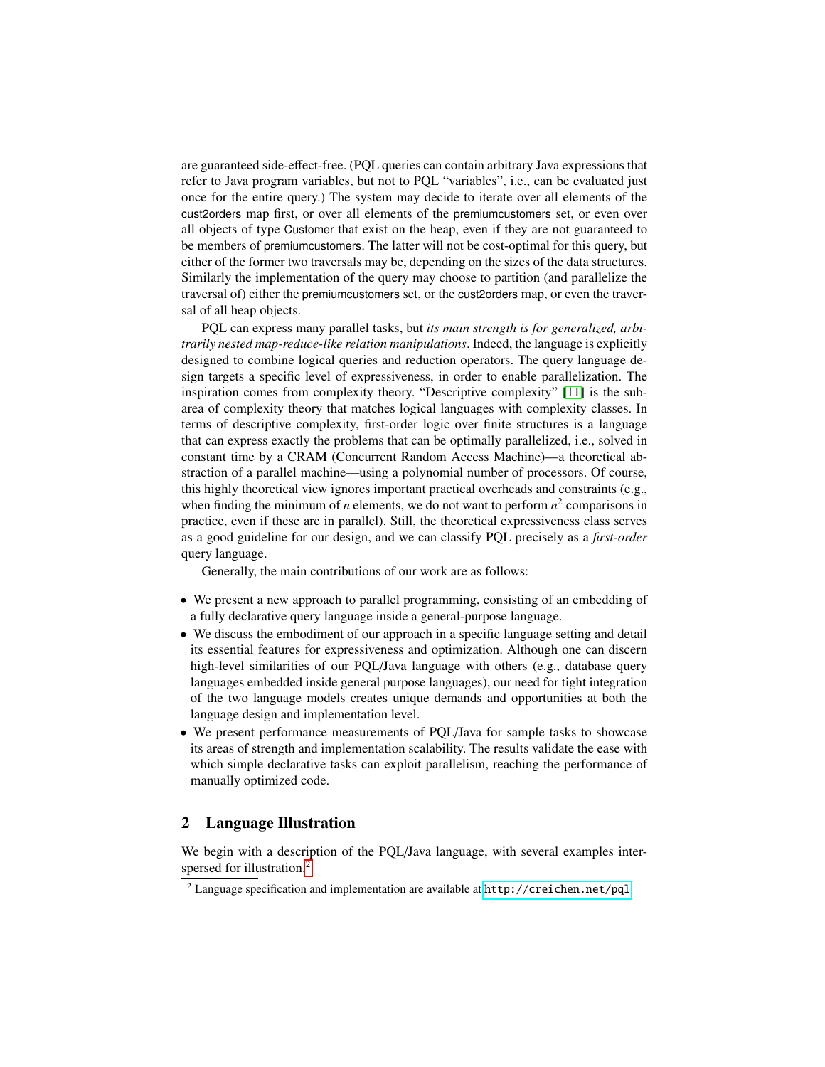are guaranteed side-effect-free. (PQL queries can contain arbitrary Java expressions that refer to Java program variables, but not to PQL "variables", i.e., can be evaluated just once for the entire query.) The system may decide to iterate over all elements of the cust2orders map first, or over all elements of the premiumcustomers set, or even over all objects of type Customer that exist on the heap, even if they are not guaranteed to be members of premiumcustomers. The latter will not be cost-optimal for this query, but either of the former two traversals may be, depending on the sizes of the data structures. Similarly the implementation of the query may choose to partition (and parallelize the traversal of) either the premiumcustomers set, or the cust2orders map, or even the traversal of all heap objects.

PQL can express many parallel tasks, but *its main strength is for generalized, arbitrarily nested map-reduce-like relation manipulations*. Indeed, the language is explicitly designed to combine logical queries and reduction operators. The query language design targets a specific level of expressiveness, in order to enable parallelization. The inspiration comes from complexity theory. "Descriptive complexity" [11] is the subarea of complexity theory that matches logical languages with complexity classes. In terms of descriptive complexity, first-order logic over finite structures is a language that can express exactly the problems that can be optimally parallelized, i.e., solved in constant time by a CRAM (Concurrent Random Access Machine)—a theoretical abstraction of a parallel machine—using a polynomial number of processors. Of course, this highly theoretical view ignores important practical overheads and constraints (e.g., when finding the minimum of $n$ elements, we do not want to perform $n^2$ comparisons in practice, even if these are in parallel). Still, the theoretical expressiveness class serves as a good guideline for our design, and we can classify PQL precisely as a *first-order* query language.

Generally, the main contributions of our work are as follows:

- We present a new approach to parallel programming, consisting of an embedding of a fully declarative query language inside a general-purpose language.
- We discuss the embodiment of our approach in a specific language setting and detail its essential features for expressiveness and optimization. Although one can discern high-level similarities of our PQL/Java language with others (e.g., database query languages embedded inside general purpose languages), our need for tight integration of the two language models creates unique demands and opportunities at both the language design and implementation level.
- We present performance measurements of PQL/Java for sample tasks to showcase its areas of strength and implementation scalability. The results validate the ease with which simple declarative tasks can exploit parallelism, reaching the performance of manually optimized code.

## 2 Language Illustration

We begin with a description of the PQL/Java language, with several examples interspersed for illustration.[2]

[2] Language specification and implementation are available at http://creichen.net/pql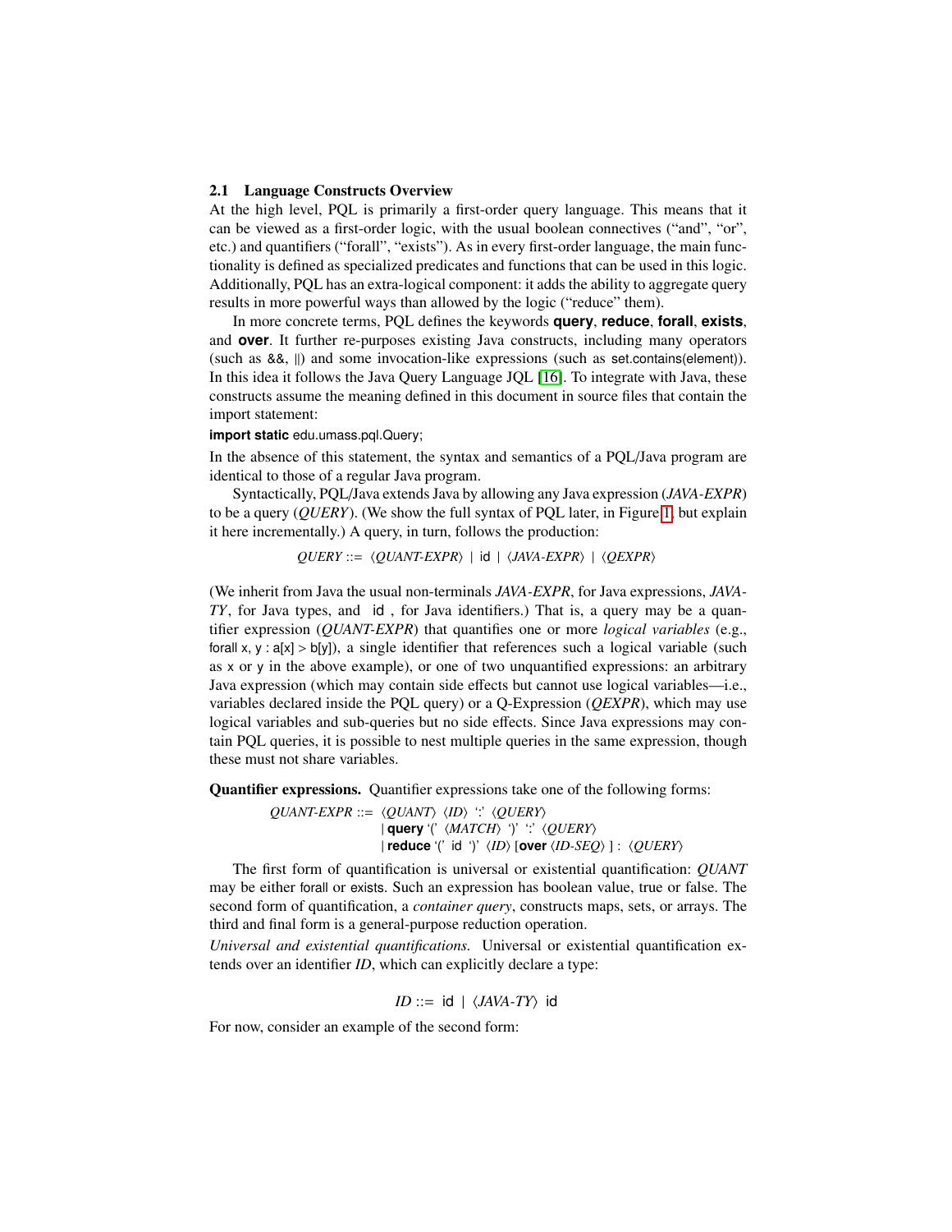### 2.1 Language Constructs Overview

At the high level, PQL is primarily a first-order query language. This means that it can be viewed as a first-order logic, with the usual boolean connectives ("and", "or", etc.) and quantifiers ("forall", "exists"). As in every first-order language, the main functionality is defined as specialized predicates and functions that can be used in this logic. Additionally, PQL has an extra-logical component: it adds the ability to aggregate query results in more powerful ways than allowed by the logic ("reduce" them).

In more concrete terms, PQL defines the keywords **query**, **reduce**, **forall**, **exists**, and **over**. It further re-purposes existing Java constructs, including many operators (such as &&, ||) and some invocation-like expressions (such as set.contains(element)). In this idea it follows the Java Query Language JQL [16]. To integrate with Java, these constructs assume the meaning defined in this document in source files that contain the import statement:

```
import static edu.umass.pql.Query;
```

In the absence of this statement, the syntax and semantics of a PQL/Java program are identical to those of a regular Java program.

Syntactically, PQL/Java extends Java by allowing any Java expression (*JAVA-EXPR*) to be a query (*QUERY*). (We show the full syntax of PQL later, in Figure 1, but explain it here incrementally.) A query, in turn, follows the production:

*QUERY* ::= ⟨*QUANT-EXPR*⟩ | id | ⟨*JAVA-EXPR*⟩ | ⟨*QEXPR*⟩

(We inherit from Java the usual non-terminals *JAVA-EXPR*, for Java expressions, *JAVA-TY*, for Java types, and id , for Java identifiers.) That is, a query may be a quantifier expression (*QUANT-EXPR*) that quantifies one or more *logical variables* (e.g., forall x, y : a[x] > b[y]), a single identifier that references such a logical variable (such as x or y in the above example), or one of two unquantified expressions: an arbitrary Java expression (which may contain side effects but cannot use logical variables—i.e., variables declared inside the PQL query) or a Q-Expression (*QEXPR*), which may use logical variables and sub-queries but no side effects. Since Java expressions may contain PQL queries, it is possible to nest multiple queries in the same expression, though these must not share variables.

**Quantifier expressions.** Quantifier expressions take one of the following forms:

*QUANT-EXPR* ::= ⟨*QUANT*⟩ ⟨*ID*⟩ ':' ⟨*QUERY*⟩
| **query** '(' ⟨*MATCH*⟩ ')' ':' ⟨*QUERY*⟩
| **reduce** '(' id ')' ⟨*ID*⟩ [**over** ⟨*ID-SEQ*⟩ ] : ⟨*QUERY*⟩

The first form of quantification is universal or existential quantification: *QUANT* may be either forall or exists. Such an expression has boolean value, true or false. The second form of quantification, a *container query*, constructs maps, sets, or arrays. The third and final form is a general-purpose reduction operation.

*Universal and existential quantifications.* Universal or existential quantification extends over an identifier *ID*, which can explicitly declare a type:

*ID* ::= id | ⟨*JAVA-TY*⟩ id

For now, consider an example of the second form: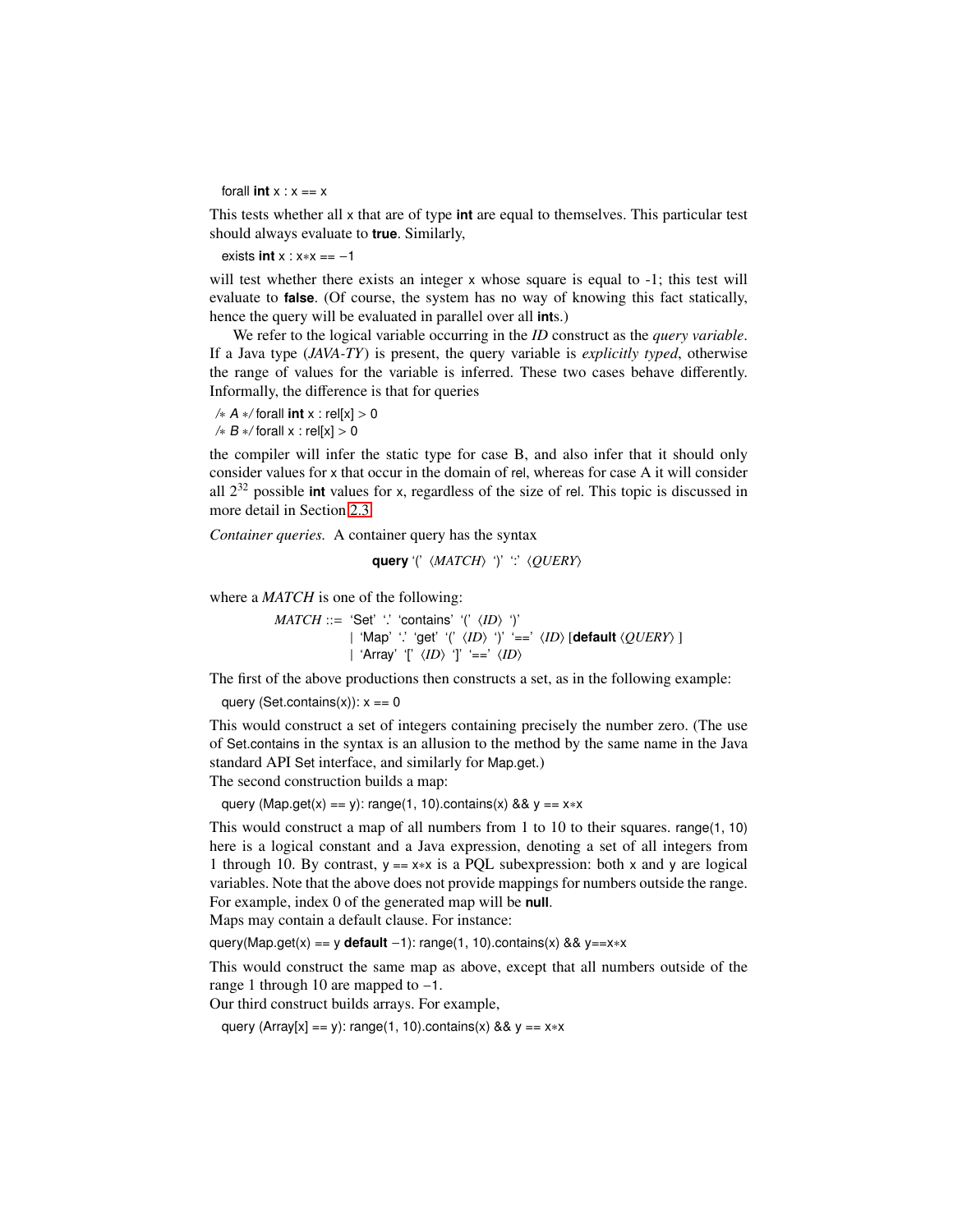```
forall int x : x == x
```

This tests whether all x that are of type **int** are equal to themselves. This particular test should always evaluate to **true**. Similarly,

```
exists int x : x*x == −1
```

will test whether there exists an integer x whose square is equal to -1; this test will evaluate to **false**. (Of course, the system has no way of knowing this fact statically, hence the query will be evaluated in parallel over all **int**s.)

We refer to the logical variable occurring in the *ID* construct as the *query variable*. If a Java type (*JAVA-TY*) is present, the query variable is *explicitly typed*, otherwise the range of values for the variable is inferred. These two cases behave differently. Informally, the difference is that for queries

```
/* A */ forall int x : rel[x] > 0
/* B */ forall x : rel[x] > 0
```

the compiler will infer the static type for case B, and also infer that it should only consider values for x that occur in the domain of rel, whereas for case A it will consider all $2^{32}$ possible **int** values for x, regardless of the size of rel. This topic is discussed in more detail in Section 2.3.

*Container queries.* A container query has the syntax

**query** '(' ⟨*MATCH*⟩ ')' ':' ⟨*QUERY*⟩

where a *MATCH* is one of the following:

```
MATCH ::= 'Set' '.' 'contains' '(' ⟨ID⟩ ')'
        | 'Map' '.' 'get' '(' ⟨ID⟩ ')' '==' ⟨ID⟩ [default ⟨QUERY⟩ ]
        | 'Array' '[' ⟨ID⟩ ']' '==' ⟨ID⟩
```

The first of the above productions then constructs a set, as in the following example:

```
query (Set.contains(x)): x == 0
```

This would construct a set of integers containing precisely the number zero. (The use of Set.contains in the syntax is an allusion to the method by the same name in the Java standard API Set interface, and similarly for Map.get.)

The second construction builds a map:

```
query (Map.get(x) == y): range(1, 10).contains(x) && y == x*x
```

This would construct a map of all numbers from 1 to 10 to their squares. range(1, 10) here is a logical constant and a Java expression, denoting a set of all integers from 1 through 10. By contrast, y == x*x is a PQL subexpression: both x and y are logical variables. Note that the above does not provide mappings for numbers outside the range. For example, index 0 of the generated map will be **null**.

Maps may contain a default clause. For instance:

```
query(Map.get(x) == y default −1): range(1, 10).contains(x) && y==x*x
```

This would construct the same map as above, except that all numbers outside of the range 1 through 10 are mapped to −1.

Our third construct builds arrays. For example,

```
query (Array[x] == y): range(1, 10).contains(x) && y == x*x
```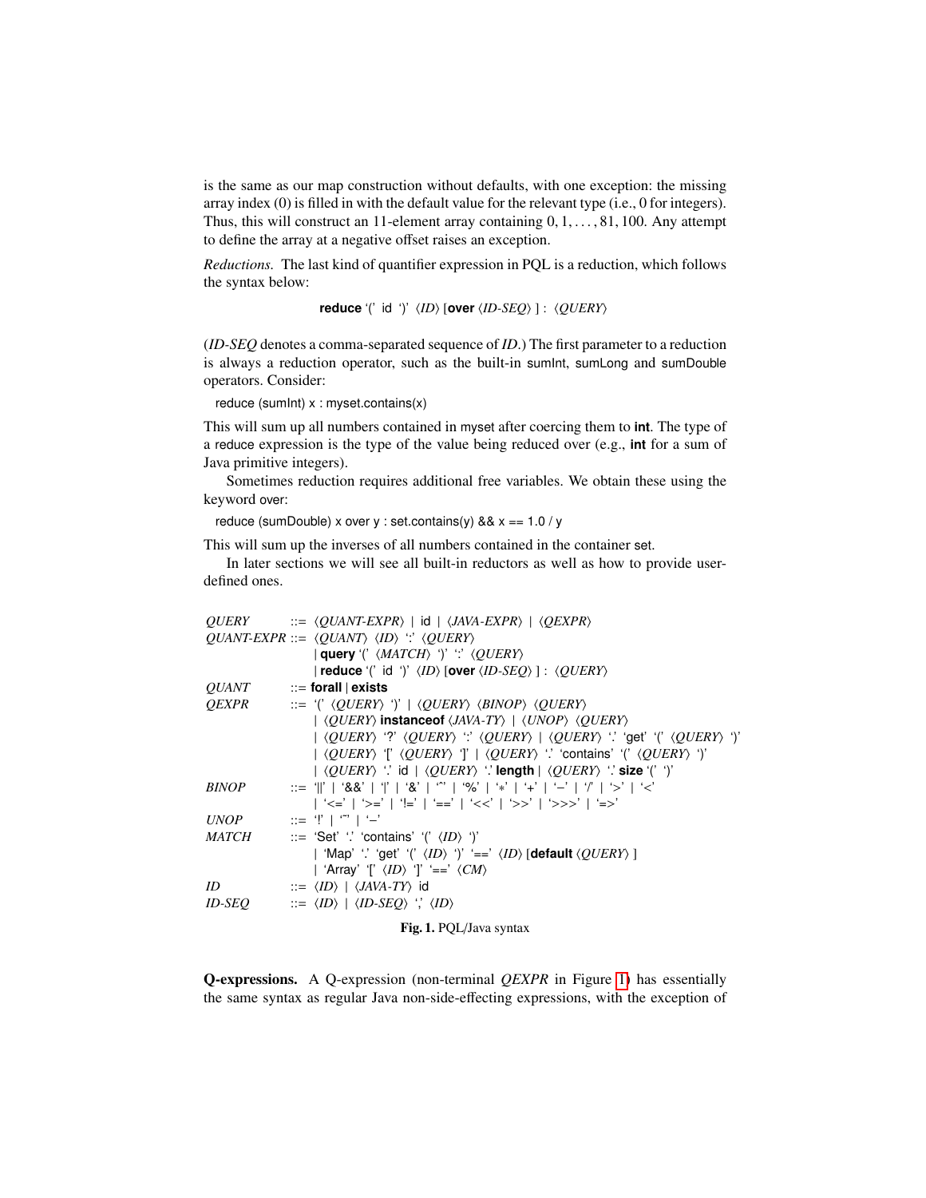is the same as our map construction without defaults, with one exception: the missing array index (0) is filled in with the default value for the relevant type (i.e., 0 for integers). Thus, this will construct an 11-element array containing $0, 1, \ldots, 81, 100$. Any attempt to define the array at a negative offset raises an exception.

*Reductions.* The last kind of quantifier expression in PQL is a reduction, which follows the syntax below:

**reduce** '(' id ')' ⟨*ID*⟩ [**over** ⟨*ID-SEQ*⟩ ] : ⟨*QUERY*⟩

(*ID-SEQ* denotes a comma-separated sequence of *ID*.) The first parameter to a reduction is always a reduction operator, such as the built-in sumInt, sumLong and sumDouble operators. Consider:

```
reduce (sumInt) x : myset.contains(x)
```

This will sum up all numbers contained in myset after coercing them to **int**. The type of a reduce expression is the type of the value being reduced over (e.g., **int** for a sum of Java primitive integers).

Sometimes reduction requires additional free variables. We obtain these using the keyword over:

```
reduce (sumDouble) x over y : set.contains(y) && x == 1.0 / y
```

This will sum up the inverses of all numbers contained in the container set.

In later sections we will see all built-in reductors as well as how to provide user-defined ones.

```
QUERY      ::= ⟨QUANT-EXPR⟩ | id | ⟨JAVA-EXPR⟩ | ⟨QEXPR⟩
QUANT-EXPR ::= ⟨QUANT⟩ ⟨ID⟩ ':' ⟨QUERY⟩
             | query '(' ⟨MATCH⟩ ')' ':' ⟨QUERY⟩
             | reduce '(' id ')' ⟨ID⟩ [over ⟨ID-SEQ⟩ ] : ⟨QUERY⟩
QUANT      ::= forall | exists
QEXPR      ::= '(' ⟨QUERY⟩ ')' | ⟨QUERY⟩ ⟨BINOP⟩ ⟨QUERY⟩
             | ⟨QUERY⟩ instanceof ⟨JAVA-TY⟩ | ⟨UNOP⟩ ⟨QUERY⟩
             | ⟨QUERY⟩ '?' ⟨QUERY⟩ ':' ⟨QUERY⟩ | ⟨QUERY⟩ '.' 'get' '(' ⟨QUERY⟩ ')'
             | ⟨QUERY⟩ '[' ⟨QUERY⟩ ']' | ⟨QUERY⟩ '.' 'contains' '(' ⟨QUERY⟩ ')'
             | ⟨QUERY⟩ '.' id | ⟨QUERY⟩ '.' length | ⟨QUERY⟩ '.' size '(' ')'
BINOP      ::= '||' | '&&' | '|' | '&' | '^' | '%' | '*' | '+' | '−' | '/' | '>' | '<'
             | '<=' | '>=' | '!=' | '==' | '<<' | '>>' | '>>>' | '=>'
UNOP       ::= '!' | '~' | '−'
MATCH      ::= 'Set' '.' 'contains' '(' ⟨ID⟩ ')'
             | 'Map' '.' 'get' '(' ⟨ID⟩ ')' '==' ⟨ID⟩ [default ⟨QUERY⟩ ]
             | 'Array' '[' ⟨ID⟩ ']' '==' ⟨CM⟩
ID         ::= ⟨ID⟩ | ⟨JAVA-TY⟩ id
ID-SEQ     ::= ⟨ID⟩ | ⟨ID-SEQ⟩ ',' ⟨ID⟩
```

**Fig. 1.** PQL/Java syntax

**Q-expressions.** A Q-expression (non-terminal *QEXPR* in Figure 1) has essentially the same syntax as regular Java non-side-effecting expressions, with the exception of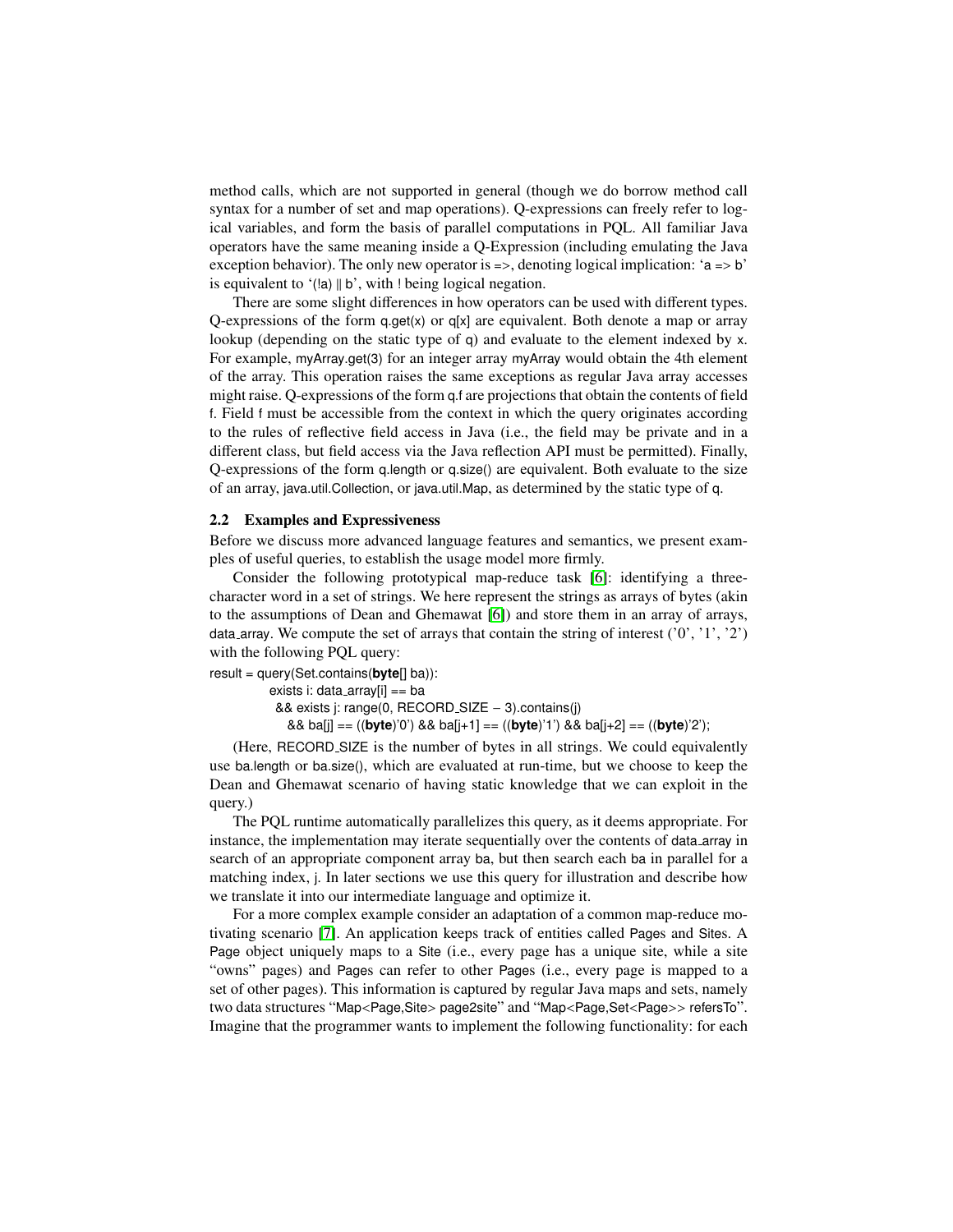method calls, which are not supported in general (though we do borrow method call syntax for a number of set and map operations). Q-expressions can freely refer to logical variables, and form the basis of parallel computations in PQL. All familiar Java operators have the same meaning inside a Q-Expression (including emulating the Java exception behavior). The only new operator is =>, denoting logical implication: 'a => b' is equivalent to '(!a) || b', with ! being logical negation.

There are some slight differences in how operators can be used with different types. Q-expressions of the form q.get(x) or q[x] are equivalent. Both denote a map or array lookup (depending on the static type of q) and evaluate to the element indexed by x. For example, myArray.get(3) for an integer array myArray would obtain the 4th element of the array. This operation raises the same exceptions as regular Java array accesses might raise. Q-expressions of the form q.f are projections that obtain the contents of field f. Field f must be accessible from the context in which the query originates according to the rules of reflective field access in Java (i.e., the field may be private and in a different class, but field access via the Java reflection API must be permitted). Finally, Q-expressions of the form q.length or q.size() are equivalent. Both evaluate to the size of an array, java.util.Collection, or java.util.Map, as determined by the static type of q.

## 2.2 Examples and Expressiveness

Before we discuss more advanced language features and semantics, we present examples of useful queries, to establish the usage model more firmly.

Consider the following prototypical map-reduce task [6]: identifying a three-character word in a set of strings. We here represent the strings as arrays of bytes (akin to the assumptions of Dean and Ghemawat [6]) and store them in an array of arrays, data_array. We compute the set of arrays that contain the string of interest ('0', '1', '2') with the following PQL query:

```
result = query(Set.contains(byte[] ba)):
          exists i: data_array[i] == ba
           && exists j: range(0, RECORD_SIZE − 3).contains(j)
             && ba[j] == ((byte)'0') && ba[j+1] == ((byte)'1') && ba[j+2] == ((byte)'2');
```

(Here, RECORD_SIZE is the number of bytes in all strings. We could equivalently use ba.length or ba.size(), which are evaluated at run-time, but we choose to keep the Dean and Ghemawat scenario of having static knowledge that we can exploit in the query.)

The PQL runtime automatically parallelizes this query, as it deems appropriate. For instance, the implementation may iterate sequentially over the contents of data_array in search of an appropriate component array ba, but then search each ba in parallel for a matching index, j. In later sections we use this query for illustration and describe how we translate it into our intermediate language and optimize it.

For a more complex example consider an adaptation of a common map-reduce motivating scenario [7]. An application keeps track of entities called Pages and Sites. A Page object uniquely maps to a Site (i.e., every page has a unique site, while a site "owns" pages) and Pages can refer to other Pages (i.e., every page is mapped to a set of other pages). This information is captured by regular Java maps and sets, namely two data structures "Map<Page,Site> page2site" and "Map<Page,Set<Page>> refersTo". Imagine that the programmer wants to implement the following functionality: for each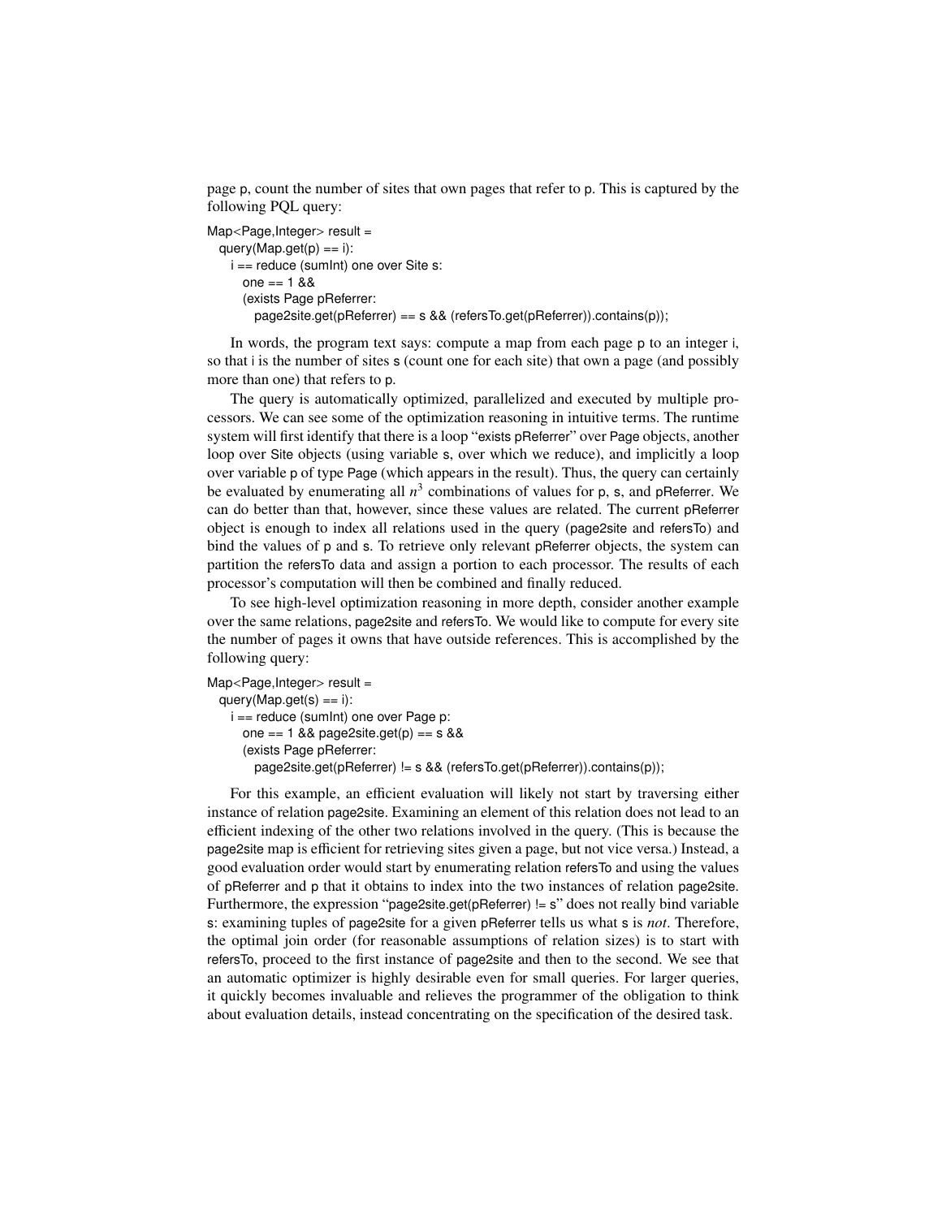page p, count the number of sites that own pages that refer to p. This is captured by the following PQL query:

```
Map<Page,Integer> result =
  query(Map.get(p) == i):
    i == reduce (sumInt) one over Site s:
      one == 1 &&
      (exists Page pReferrer:
         page2site.get(pReferrer) == s && (refersTo.get(pReferrer)).contains(p));
```

In words, the program text says: compute a map from each page p to an integer i, so that i is the number of sites s (count one for each site) that own a page (and possibly more than one) that refers to p.

The query is automatically optimized, parallelized and executed by multiple processors. We can see some of the optimization reasoning in intuitive terms. The runtime system will first identify that there is a loop "exists pReferrer" over Page objects, another loop over Site objects (using variable s, over which we reduce), and implicitly a loop over variable p of type Page (which appears in the result). Thus, the query can certainly be evaluated by enumerating all $n^3$ combinations of values for p, s, and pReferrer. We can do better than that, however, since these values are related. The current pReferrer object is enough to index all relations used in the query (page2site and refersTo) and bind the values of p and s. To retrieve only relevant pReferrer objects, the system can partition the refersTo data and assign a portion to each processor. The results of each processor's computation will then be combined and finally reduced.

To see high-level optimization reasoning in more depth, consider another example over the same relations, page2site and refersTo. We would like to compute for every site the number of pages it owns that have outside references. This is accomplished by the following query:

```
Map<Page,Integer> result =
  query(Map.get(s) == i):
    i == reduce (sumInt) one over Page p:
      one == 1 && page2site.get(p) == s &&
      (exists Page pReferrer:
         page2site.get(pReferrer) != s && (refersTo.get(pReferrer)).contains(p));
```

For this example, an efficient evaluation will likely not start by traversing either instance of relation page2site. Examining an element of this relation does not lead to an efficient indexing of the other two relations involved in the query. (This is because the page2site map is efficient for retrieving sites given a page, but not vice versa.) Instead, a good evaluation order would start by enumerating relation refersTo and using the values of pReferrer and p that it obtains to index into the two instances of relation page2site. Furthermore, the expression "page2site.get(pReferrer) != s" does not really bind variable s: examining tuples of page2site for a given pReferrer tells us what s is *not*. Therefore, the optimal join order (for reasonable assumptions of relation sizes) is to start with refersTo, proceed to the first instance of page2site and then to the second. We see that an automatic optimizer is highly desirable even for small queries. For larger queries, it quickly becomes invaluable and relieves the programmer of the obligation to think about evaluation details, instead concentrating on the specification of the desired task.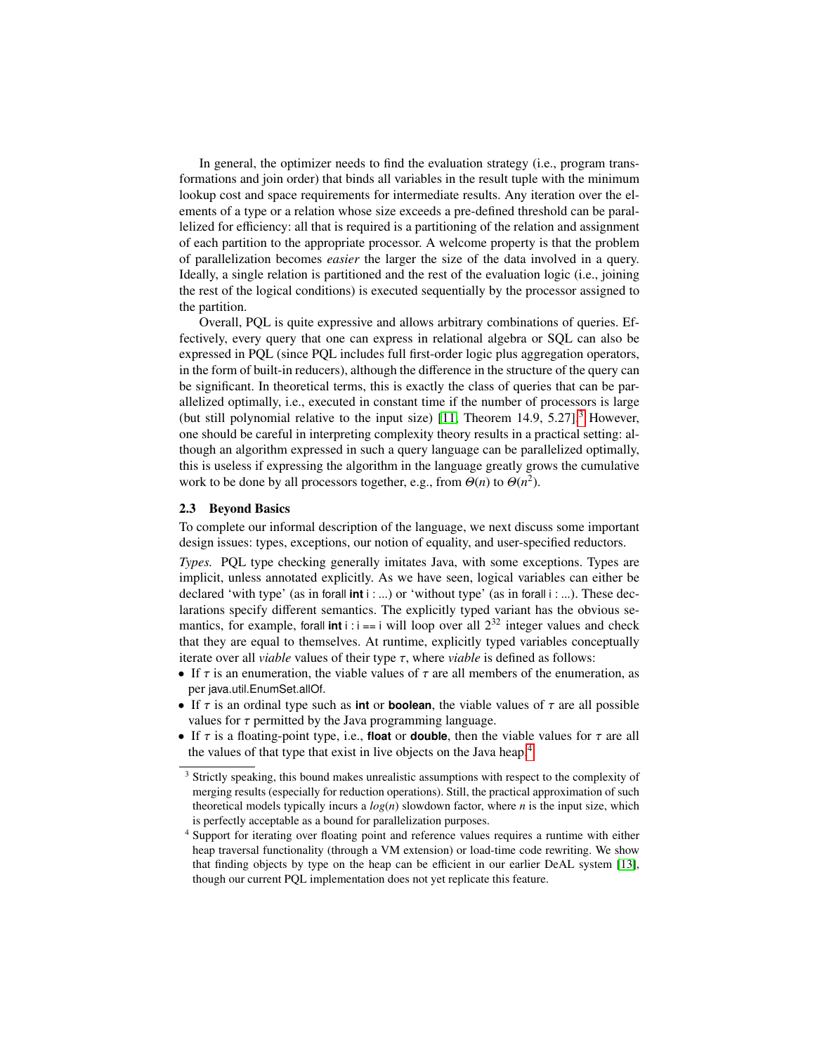In general, the optimizer needs to find the evaluation strategy (i.e., program transformations and join order) that binds all variables in the result tuple with the minimum lookup cost and space requirements for intermediate results. Any iteration over the elements of a type or a relation whose size exceeds a pre-defined threshold can be parallelized for efficiency: all that is required is a partitioning of the relation and assignment of each partition to the appropriate processor. A welcome property is that the problem of parallelization becomes *easier* the larger the size of the data involved in a query. Ideally, a single relation is partitioned and the rest of the evaluation logic (i.e., joining the rest of the logical conditions) is executed sequentially by the processor assigned to the partition.

Overall, PQL is quite expressive and allows arbitrary combinations of queries. Effectively, every query that one can express in relational algebra or SQL can also be expressed in PQL (since PQL includes full first-order logic plus aggregation operators, in the form of built-in reducers), although the difference in the structure of the query can be significant. In theoretical terms, this is exactly the class of queries that can be parallelized optimally, i.e., executed in constant time if the number of processors is large (but still polynomial relative to the input size) [11, Theorem 14.9, 5.27].[3] However, one should be careful in interpreting complexity theory results in a practical setting: although an algorithm expressed in such a query language can be parallelized optimally, this is useless if expressing the algorithm in the language greatly grows the cumulative work to be done by all processors together, e.g., from $\Theta(n)$ to $\Theta(n^2)$.

### 2.3 Beyond Basics

To complete our informal description of the language, we next discuss some important design issues: types, exceptions, our notion of equality, and user-specified reductors.

*Types.* PQL type checking generally imitates Java, with some exceptions. Types are implicit, unless annotated explicitly. As we have seen, logical variables can either be declared 'with type' (as in `forall int i : ...`) or 'without type' (as in `forall i : ...`). These declarations specify different semantics. The explicitly typed variant has the obvious semantics, for example, `forall int i : i == i` will loop over all $2^{32}$ integer values and check that they are equal to themselves. At runtime, explicitly typed variables conceptually iterate over all *viable* values of their type $\tau$, where *viable* is defined as follows:

- If $\tau$ is an enumeration, the viable values of $\tau$ are all members of the enumeration, as per `java.util.EnumSet.allOf`.
- If $\tau$ is an ordinal type such as **int** or **boolean**, the viable values of $\tau$ are all possible values for $\tau$ permitted by the Java programming language.
- If $\tau$ is a floating-point type, i.e., **float** or **double**, then the viable values for $\tau$ are all the values of that type that exist in live objects on the Java heap.[4]

[3] Strictly speaking, this bound makes unrealistic assumptions with respect to the complexity of merging results (especially for reduction operations). Still, the practical approximation of such theoretical models typically incurs a $log(n)$ slowdown factor, where $n$ is the input size, which is perfectly acceptable as a bound for parallelization purposes.

[4] Support for iterating over floating point and reference values requires a runtime with either heap traversal functionality (through a VM extension) or load-time code rewriting. We show that finding objects by type on the heap can be efficient in our earlier DeAL system [13], though our current PQL implementation does not yet replicate this feature.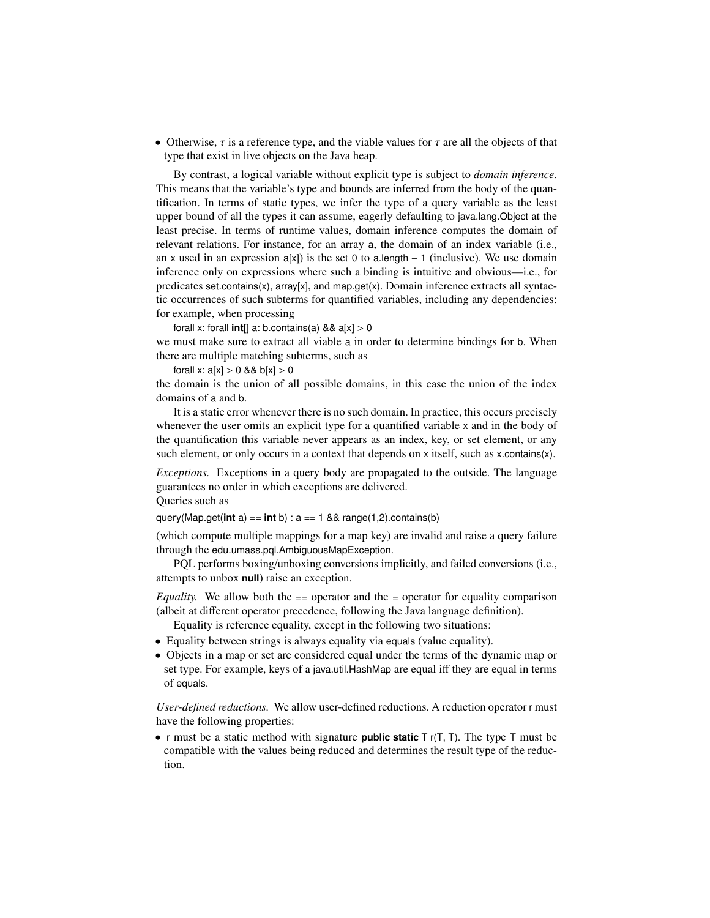- Otherwise, $\tau$ is a reference type, and the viable values for $\tau$ are all the objects of that type that exist in live objects on the Java heap.

By contrast, a logical variable without explicit type is subject to *domain inference*. This means that the variable's type and bounds are inferred from the body of the quantification. In terms of static types, we infer the type of a query variable as the least upper bound of all the types it can assume, eagerly defaulting to java.lang.Object at the least precise. In terms of runtime values, domain inference computes the domain of relevant relations. For instance, for an array a, the domain of an index variable (i.e., an x used in an expression a[x]) is the set 0 to a.length – 1 (inclusive). We use domain inference only on expressions where such a binding is intuitive and obvious—i.e., for predicates set.contains(x), array[x], and map.get(x). Domain inference extracts all syntactic occurrences of such subterms for quantified variables, including any dependencies: for example, when processing

```
forall x: forall int[] a: b.contains(a) && a[x] > 0
```

we must make sure to extract all viable a in order to determine bindings for b. When there are multiple matching subterms, such as

```
forall x: a[x] > 0 && b[x] > 0
```

the domain is the union of all possible domains, in this case the union of the index domains of a and b.

It is a static error whenever there is no such domain. In practice, this occurs precisely whenever the user omits an explicit type for a quantified variable x and in the body of the quantification this variable never appears as an index, key, or set element, or any such element, or only occurs in a context that depends on x itself, such as x.contains(x).

*Exceptions.* Exceptions in a query body are propagated to the outside. The language guarantees no order in which exceptions are delivered.
Queries such as

```
query(Map.get(int a) == int b) : a == 1 && range(1,2).contains(b)
```

(which compute multiple mappings for a map key) are invalid and raise a query failure through the edu.umass.pql.AmbiguousMapException.

PQL performs boxing/unboxing conversions implicitly, and failed conversions (i.e., attempts to unbox **null**) raise an exception.

*Equality.* We allow both the == operator and the = operator for equality comparison (albeit at different operator precedence, following the Java language definition).

Equality is reference equality, except in the following two situations:

- Equality between strings is always equality via equals (value equality).
- Objects in a map or set are considered equal under the terms of the dynamic map or set type. For example, keys of a java.util.HashMap are equal iff they are equal in terms of equals.

*User-defined reductions.* We allow user-defined reductions. A reduction operator r must have the following properties:

- r must be a static method with signature **public static** T r(T, T). The type T must be compatible with the values being reduced and determines the result type of the reduction.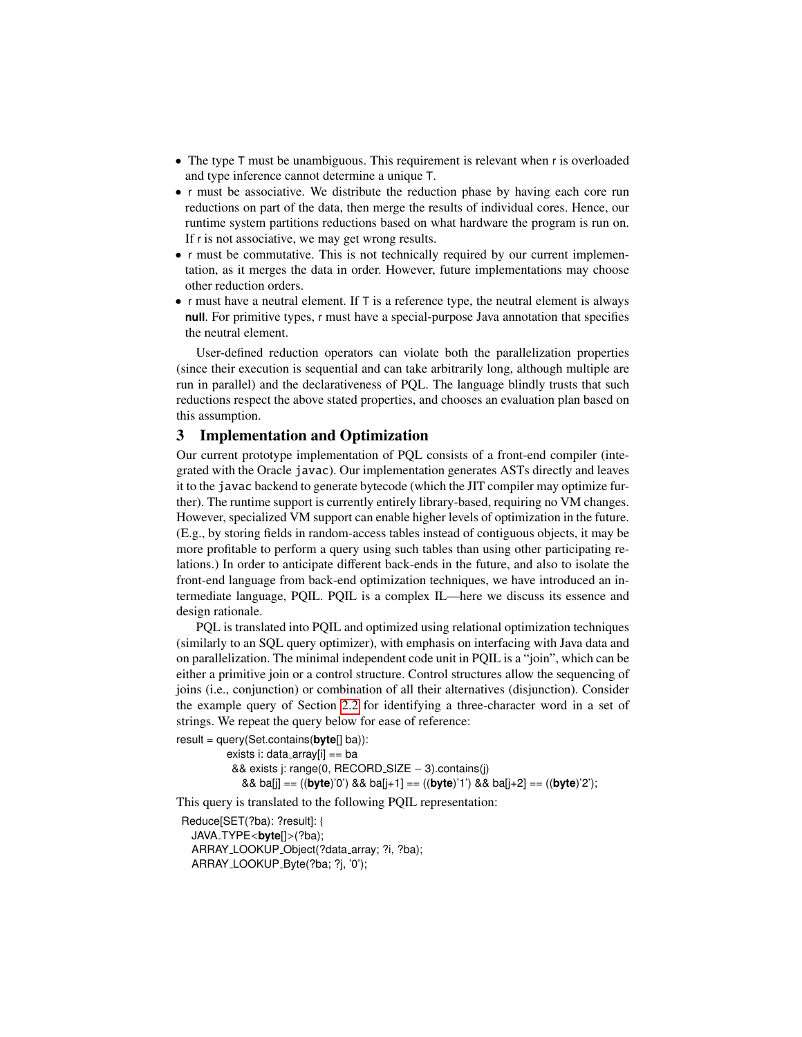- The type `T` must be unambiguous. This requirement is relevant when `r` is overloaded and type inference cannot determine a unique `T`.
- `r` must be associative. We distribute the reduction phase by having each core run reductions on part of the data, then merge the results of individual cores. Hence, our runtime system partitions reductions based on what hardware the program is run on. If `r` is not associative, we may get wrong results.
- `r` must be commutative. This is not technically required by our current implementation, as it merges the data in order. However, future implementations may choose other reduction orders.
- `r` must have a neutral element. If `T` is a reference type, the neutral element is always **null**. For primitive types, `r` must have a special-purpose Java annotation that specifies the neutral element.

User-defined reduction operators can violate both the parallelization properties (since their execution is sequential and can take arbitrarily long, although multiple are run in parallel) and the declarativeness of PQL. The language blindly trusts that such reductions respect the above stated properties, and chooses an evaluation plan based on this assumption.

## 3 Implementation and Optimization

Our current prototype implementation of PQL consists of a front-end compiler (integrated with the Oracle `javac`). Our implementation generates ASTs directly and leaves it to the `javac` backend to generate bytecode (which the JIT compiler may optimize further). The runtime support is currently entirely library-based, requiring no VM changes. However, specialized VM support can enable higher levels of optimization in the future. (E.g., by storing fields in random-access tables instead of contiguous objects, it may be more profitable to perform a query using such tables than using other participating relations.) In order to anticipate different back-ends in the future, and also to isolate the front-end language from back-end optimization techniques, we have introduced an intermediate language, PQIL. PQIL is a complex IL—here we discuss its essence and design rationale.

PQL is translated into PQIL and optimized using relational optimization techniques (similarly to an SQL query optimizer), with emphasis on interfacing with Java data and on parallelization. The minimal independent code unit in PQIL is a "join", which can be either a primitive join or a control structure. Control structures allow the sequencing of joins (i.e., conjunction) or combination of all their alternatives (disjunction). Consider the example query of Section 2.2 for identifying a three-character word in a set of strings. We repeat the query below for ease of reference:

```
result = query(Set.contains(byte[] ba)):
          exists i: data_array[i] == ba
           && exists j: range(0, RECORD_SIZE − 3).contains(j)
             && ba[j] == ((byte)'0') && ba[j+1] == ((byte)'1') && ba[j+2] == ((byte)'2');
```

This query is translated to the following PQIL representation:

```
Reduce[SET(?ba): ?result]: {
  JAVA_TYPE<byte[]>(?ba);
  ARRAY_LOOKUP_Object(?data_array; ?i, ?ba);
  ARRAY_LOOKUP_Byte(?ba; ?j, '0');
```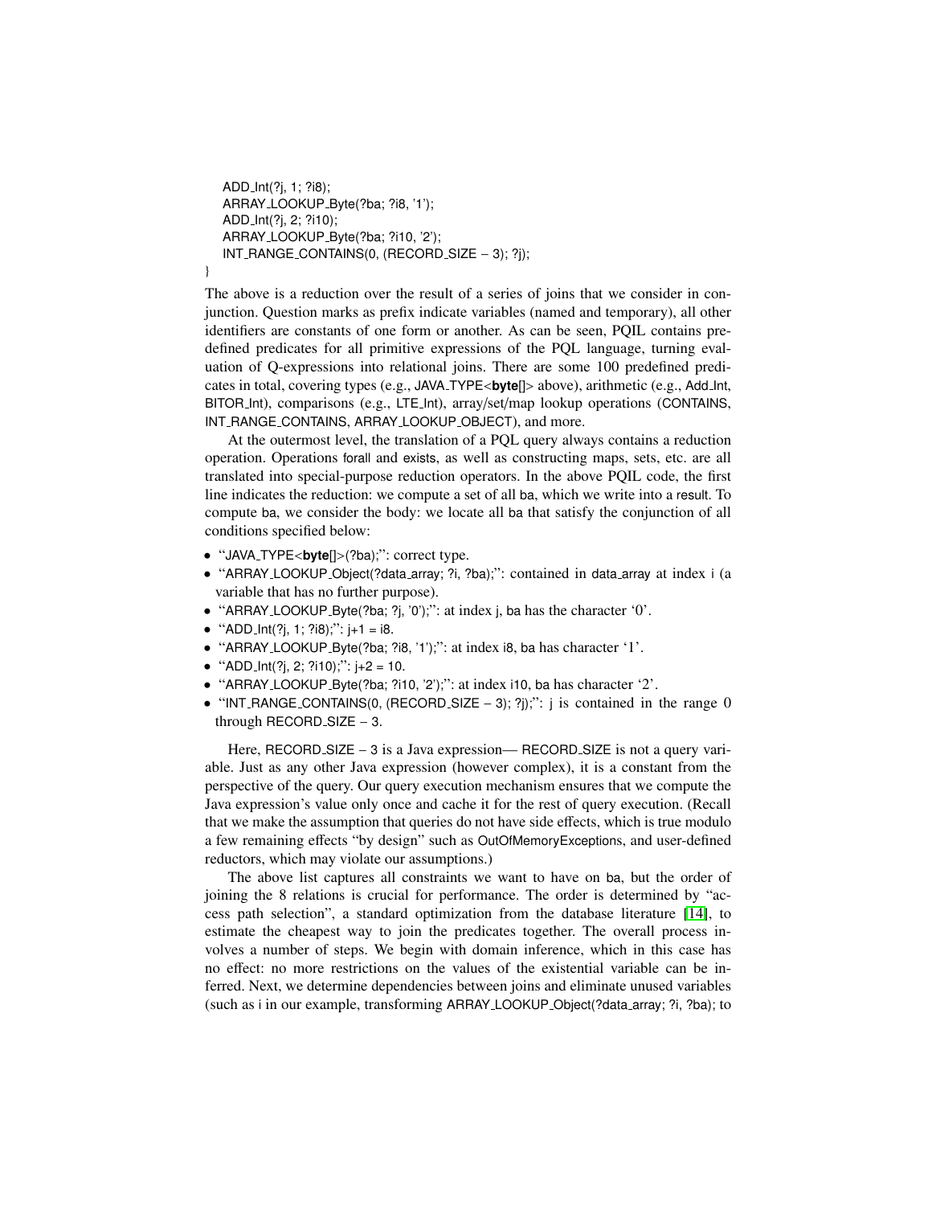```
    ADD_Int(?j, 1; ?i8);
    ARRAY_LOOKUP_Byte(?ba; ?i8, '1');
    ADD_Int(?j, 2; ?i10);
    ARRAY_LOOKUP_Byte(?ba; ?i10, '2');
    INT_RANGE_CONTAINS(0, (RECORD_SIZE – 3); ?j);
}
```

The above is a reduction over the result of a series of joins that we consider in conjunction. Question marks as prefix indicate variables (named and temporary), all other identifiers are constants of one form or another. As can be seen, PQIL contains predefined predicates for all primitive expressions of the PQL language, turning evaluation of Q-expressions into relational joins. There are some 100 predefined predicates in total, covering types (e.g., JAVA_TYPE<**byte**[]> above), arithmetic (e.g., Add_Int, BITOR_Int), comparisons (e.g., LTE_Int), array/set/map lookup operations (CONTAINS, INT_RANGE_CONTAINS, ARRAY_LOOKUP_OBJECT), and more.

At the outermost level, the translation of a PQL query always contains a reduction operation. Operations forall and exists, as well as constructing maps, sets, etc. are all translated into special-purpose reduction operators. In the above PQIL code, the first line indicates the reduction: we compute a set of all ba, which we write into a result. To compute ba, we consider the body: we locate all ba that satisfy the conjunction of all conditions specified below:

- "JAVA_TYPE<**byte**[]>(?ba);": correct type.
- "ARRAY_LOOKUP_Object(?data_array; ?i, ?ba);": contained in data_array at index i (a variable that has no further purpose).
- "ARRAY_LOOKUP_Byte(?ba; ?j, '0');": at index j, ba has the character '0'.
- "ADD_Int(?j, 1; ?i8);": j+1 = i8.
- "ARRAY_LOOKUP_Byte(?ba; ?i8, '1');": at index i8, ba has character '1'.
- "ADD_Int(?j, 2; ?i10);": j+2 = 10.
- "ARRAY_LOOKUP_Byte(?ba; ?i10, '2');": at index i10, ba has character '2'.
- "INT_RANGE_CONTAINS(0, (RECORD_SIZE – 3); ?j);": j is contained in the range 0 through RECORD_SIZE – 3.

Here, RECORD_SIZE – 3 is a Java expression— RECORD_SIZE is not a query variable. Just as any other Java expression (however complex), it is a constant from the perspective of the query. Our query execution mechanism ensures that we compute the Java expression's value only once and cache it for the rest of query execution. (Recall that we make the assumption that queries do not have side effects, which is true modulo a few remaining effects "by design" such as OutOfMemoryExceptions, and user-defined reductors, which may violate our assumptions.)

The above list captures all constraints we want to have on ba, but the order of joining the 8 relations is crucial for performance. The order is determined by "access path selection", a standard optimization from the database literature [14], to estimate the cheapest way to join the predicates together. The overall process involves a number of steps. We begin with domain inference, which in this case has no effect: no more restrictions on the values of the existential variable can be inferred. Next, we determine dependencies between joins and eliminate unused variables (such as i in our example, transforming ARRAY_LOOKUP_Object(?data_array; ?i, ?ba); to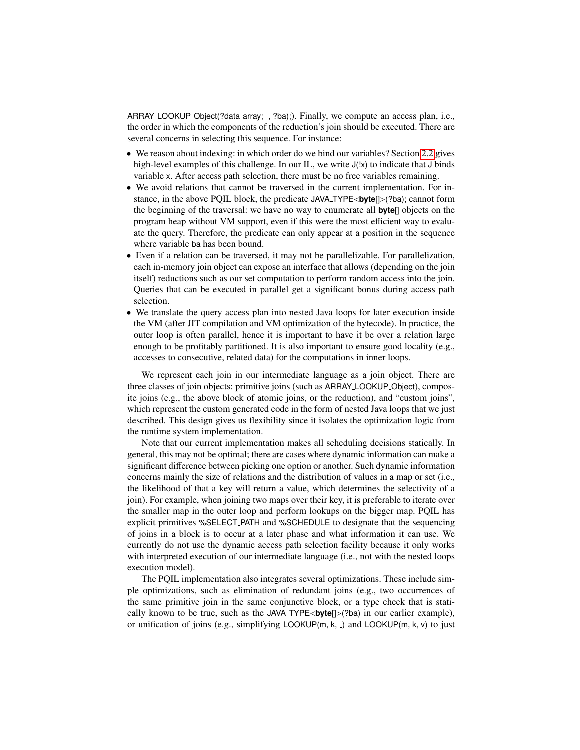ARRAY_LOOKUP_Object(?data_array; _, ?ba);). Finally, we compute an access plan, i.e., the order in which the components of the reduction's join should be executed. There are several concerns in selecting this sequence. For instance:

- We reason about indexing: in which order do we bind our variables? Section 2.2 gives high-level examples of this challenge. In our IL, we write J(!x) to indicate that J binds variable x. After access path selection, there must be no free variables remaining.
- We avoid relations that cannot be traversed in the current implementation. For instance, in the above PQIL block, the predicate JAVA_TYPE<**byte**[]>(?ba); cannot form the beginning of the traversal: we have no way to enumerate all **byte**[] objects on the program heap without VM support, even if this were the most efficient way to evaluate the query. Therefore, the predicate can only appear at a position in the sequence where variable ba has been bound.
- Even if a relation can be traversed, it may not be parallelizable. For parallelization, each in-memory join object can expose an interface that allows (depending on the join itself) reductions such as our set computation to perform random access into the join. Queries that can be executed in parallel get a significant bonus during access path selection.
- We translate the query access plan into nested Java loops for later execution inside the VM (after JIT compilation and VM optimization of the bytecode). In practice, the outer loop is often parallel, hence it is important to have it be over a relation large enough to be profitably partitioned. It is also important to ensure good locality (e.g., accesses to consecutive, related data) for the computations in inner loops.

We represent each join in our intermediate language as a join object. There are three classes of join objects: primitive joins (such as ARRAY_LOOKUP_Object), composite joins (e.g., the above block of atomic joins, or the reduction), and "custom joins", which represent the custom generated code in the form of nested Java loops that we just described. This design gives us flexibility since it isolates the optimization logic from the runtime system implementation.

Note that our current implementation makes all scheduling decisions statically. In general, this may not be optimal; there are cases where dynamic information can make a significant difference between picking one option or another. Such dynamic information concerns mainly the size of relations and the distribution of values in a map or set (i.e., the likelihood of that a key will return a value, which determines the selectivity of a join). For example, when joining two maps over their key, it is preferable to iterate over the smaller map in the outer loop and perform lookups on the bigger map. PQIL has explicit primitives %SELECT_PATH and %SCHEDULE to designate that the sequencing of joins in a block is to occur at a later phase and what information it can use. We currently do not use the dynamic access path selection facility because it only works with interpreted execution of our intermediate language (i.e., not with the nested loops execution model).

The PQIL implementation also integrates several optimizations. These include simple optimizations, such as elimination of redundant joins (e.g., two occurrences of the same primitive join in the same conjunctive block, or a type check that is statically known to be true, such as the JAVA_TYPE<**byte**[]>(?ba) in our earlier example), or unification of joins (e.g., simplifying LOOKUP(m, k, _) and LOOKUP(m, k, v) to just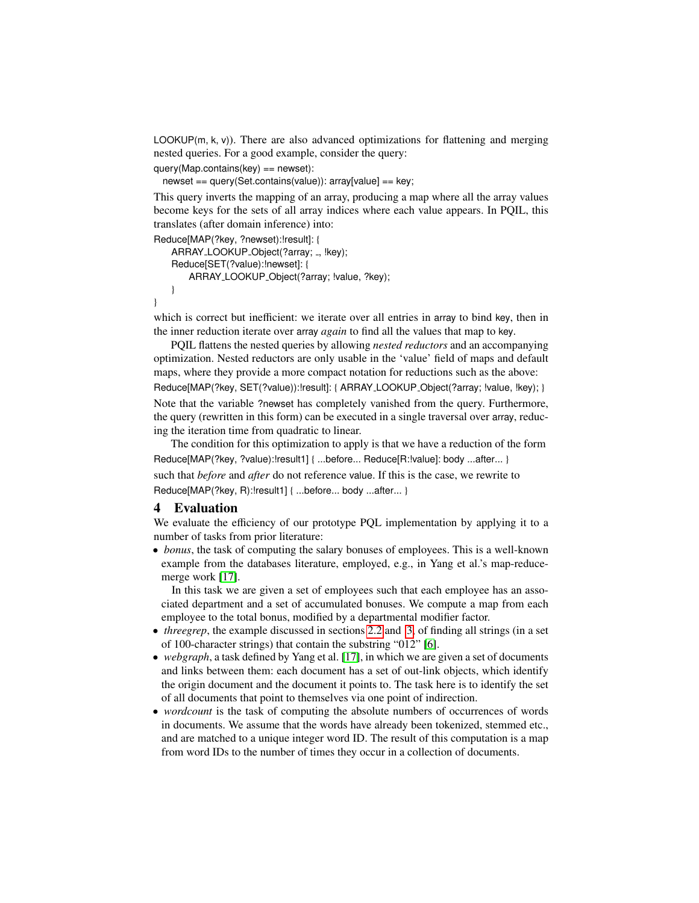LOOKUP(m, k, v)). There are also advanced optimizations for flattening and merging nested queries. For a good example, consider the query:

```
query(Map.contains(key) == newset):
  newset == query(Set.contains(value)): array[value] == key;
```

This query inverts the mapping of an array, producing a map where all the array values become keys for the sets of all array indices where each value appears. In PQIL, this translates (after domain inference) into:

```
Reduce[MAP(?key, ?newset):!result]: {
    ARRAY_LOOKUP_Object(?array; _, !key);
    Reduce[SET(?value):!newset]: {
        ARRAY_LOOKUP_Object(?array; !value, ?key);
    }
}
```

which is correct but inefficient: we iterate over all entries in array to bind key, then in the inner reduction iterate over array *again* to find all the values that map to key.

PQIL flattens the nested queries by allowing *nested reductors* and an accompanying optimization. Nested reductors are only usable in the 'value' field of maps and default maps, where they provide a more compact notation for reductions such as the above:

```
Reduce[MAP(?key, SET(?value)):!result]: { ARRAY_LOOKUP_Object(?array; !value, !key); }
```

Note that the variable ?newset has completely vanished from the query. Furthermore, the query (rewritten in this form) can be executed in a single traversal over array, reducing the iteration time from quadratic to linear.

The condition for this optimization to apply is that we have a reduction of the form

```
Reduce[MAP(?key, ?value):!result1] { ...before... Reduce[R:!value]: body ...after... }
```

such that *before* and *after* do not reference value. If this is the case, we rewrite to

```
Reduce[MAP(?key, R):!result1] { ...before... body ...after... }
```

## 4 Evaluation

We evaluate the efficiency of our prototype PQL implementation by applying it to a number of tasks from prior literature:

- *bonus*, the task of computing the salary bonuses of employees. This is a well-known example from the databases literature, employed, e.g., in Yang et al.'s map-reduce-merge work [17].

  In this task we are given a set of employees such that each employee has an associated department and a set of accumulated bonuses. We compute a map from each employee to the total bonus, modified by a departmental modifier factor.
- *threegrep*, the example discussed in sections 2.2 and 3, of finding all strings (in a set of 100-character strings) that contain the substring "012" [6].
- *webgraph*, a task defined by Yang et al. [17], in which we are given a set of documents and links between them: each document has a set of out-link objects, which identify the origin document and the document it points to. The task here is to identify the set of all documents that point to themselves via one point of indirection.
- *wordcount* is the task of computing the absolute numbers of occurrences of words in documents. We assume that the words have already been tokenized, stemmed etc., and are matched to a unique integer word ID. The result of this computation is a map from word IDs to the number of times they occur in a collection of documents.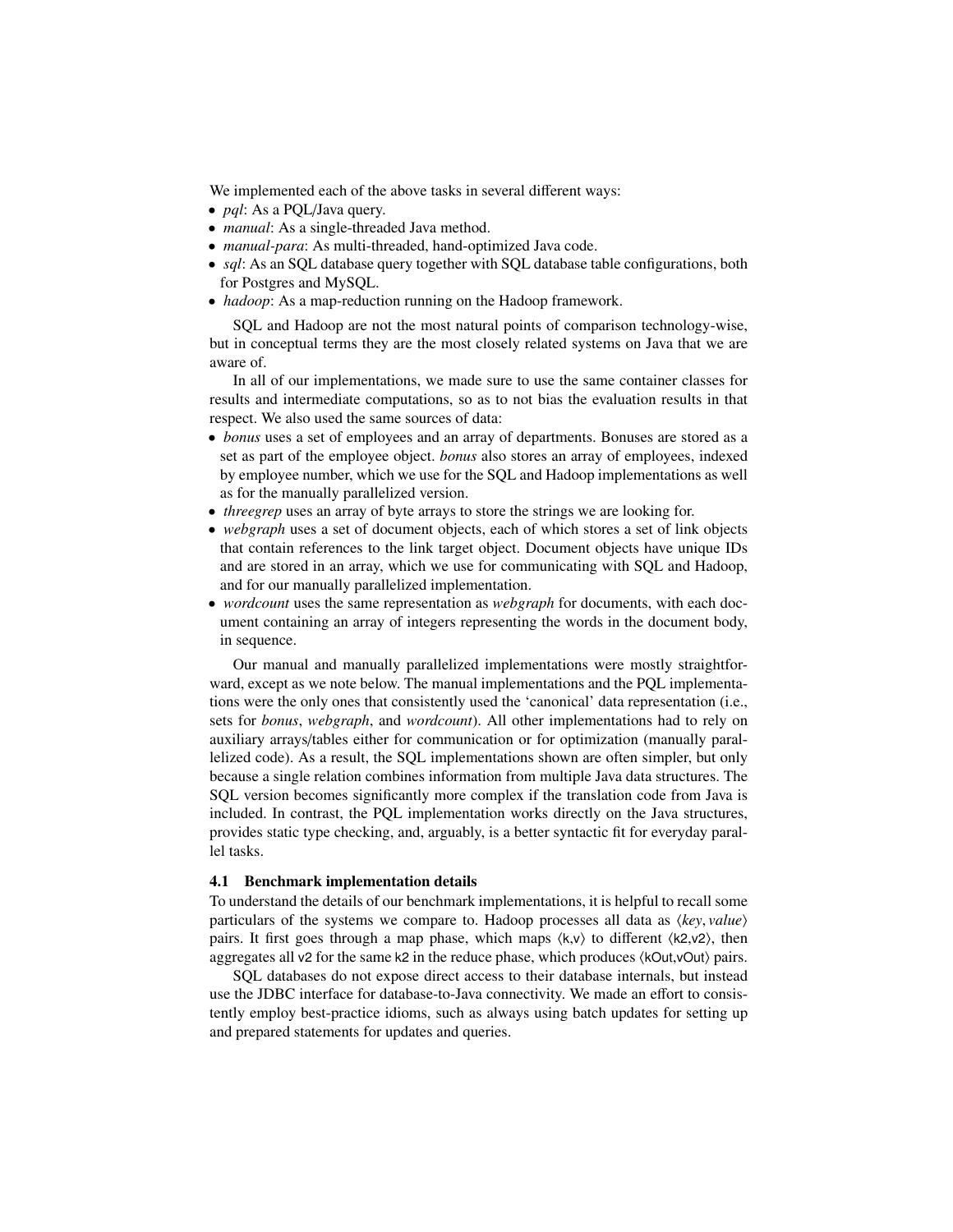We implemented each of the above tasks in several different ways:

- *pql*: As a PQL/Java query.
- *manual*: As a single-threaded Java method.
- *manual-para*: As multi-threaded, hand-optimized Java code.
- *sql*: As an SQL database query together with SQL database table configurations, both for Postgres and MySQL.
- *hadoop*: As a map-reduction running on the Hadoop framework.

SQL and Hadoop are not the most natural points of comparison technology-wise, but in conceptual terms they are the most closely related systems on Java that we are aware of.

In all of our implementations, we made sure to use the same container classes for results and intermediate computations, so as to not bias the evaluation results in that respect. We also used the same sources of data:

- *bonus* uses a set of employees and an array of departments. Bonuses are stored as a set as part of the employee object. *bonus* also stores an array of employees, indexed by employee number, which we use for the SQL and Hadoop implementations as well as for the manually parallelized version.
- *threegrep* uses an array of byte arrays to store the strings we are looking for.
- *webgraph* uses a set of document objects, each of which stores a set of link objects that contain references to the link target object. Document objects have unique IDs and are stored in an array, which we use for communicating with SQL and Hadoop, and for our manually parallelized implementation.
- *wordcount* uses the same representation as *webgraph* for documents, with each document containing an array of integers representing the words in the document body, in sequence.

Our manual and manually parallelized implementations were mostly straightforward, except as we note below. The manual implementations and the PQL implementations were the only ones that consistently used the 'canonical' data representation (i.e., sets for *bonus*, *webgraph*, and *wordcount*). All other implementations had to rely on auxiliary arrays/tables either for communication or for optimization (manually parallelized code). As a result, the SQL implementations shown are often simpler, but only because a single relation combines information from multiple Java data structures. The SQL version becomes significantly more complex if the translation code from Java is included. In contrast, the PQL implementation works directly on the Java structures, provides static type checking, and, arguably, is a better syntactic fit for everyday parallel tasks.

### 4.1 Benchmark implementation details

To understand the details of our benchmark implementations, it is helpful to recall some particulars of the systems we compare to. Hadoop processes all data as ⟨*key*, *value*⟩ pairs. It first goes through a map phase, which maps ⟨k,v⟩ to different ⟨k2,v2⟩, then aggregates all v2 for the same k2 in the reduce phase, which produces ⟨kOut,vOut⟩ pairs.

SQL databases do not expose direct access to their database internals, but instead use the JDBC interface for database-to-Java connectivity. We made an effort to consistently employ best-practice idioms, such as always using batch updates for setting up and prepared statements for updates and queries.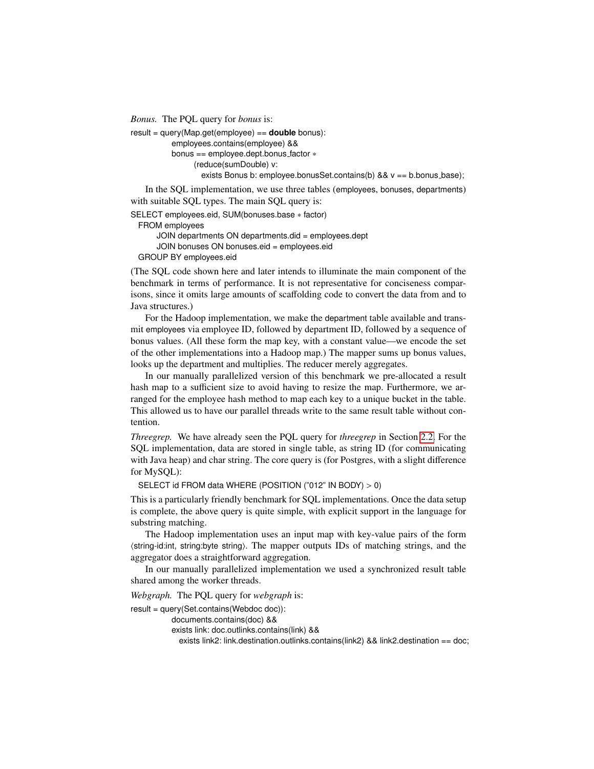*Bonus.* The PQL query for *bonus* is:

```
result = query(Map.get(employee) == double bonus):
          employees.contains(employee) &&
          bonus == employee.dept.bonus_factor *
                (reduce(sumDouble) v:
                   exists Bonus b: employee.bonusSet.contains(b) && v == b.bonus_base);
```

In the SQL implementation, we use three tables (employees, bonuses, departments) with suitable SQL types. The main SQL query is:

```
SELECT employees.eid, SUM(bonuses.base * factor)
  FROM employees
      JOIN departments ON departments.did = employees.dept
      JOIN bonuses ON bonuses.eid = employees.eid
  GROUP BY employees.eid
```

(The SQL code shown here and later intends to illuminate the main component of the benchmark in terms of performance. It is not representative for conciseness comparisons, since it omits large amounts of scaffolding code to convert the data from and to Java structures.)

For the Hadoop implementation, we make the department table available and transmit employees via employee ID, followed by department ID, followed by a sequence of bonus values. (All these form the map key, with a constant value—we encode the set of the other implementations into a Hadoop map.) The mapper sums up bonus values, looks up the department and multiplies. The reducer merely aggregates.

In our manually parallelized version of this benchmark we pre-allocated a result hash map to a sufficient size to avoid having to resize the map. Furthermore, we arranged for the employee hash method to map each key to a unique bucket in the table. This allowed us to have our parallel threads write to the same result table without contention.

*Threegrep.* We have already seen the PQL query for *threegrep* in Section 2.2. For the SQL implementation, data are stored in single table, as string ID (for communicating with Java heap) and char string. The core query is (for Postgres, with a slight difference for MySQL):

```
SELECT id FROM data WHERE (POSITION ("012" IN BODY) > 0)
```

This is a particularly friendly benchmark for SQL implementations. Once the data setup is complete, the above query is quite simple, with explicit support in the language for substring matching.

The Hadoop implementation uses an input map with key-value pairs of the form ⟨string-id:int, string:byte string⟩. The mapper outputs IDs of matching strings, and the aggregator does a straightforward aggregation.

In our manually parallelized implementation we used a synchronized result table shared among the worker threads.

*Webgraph.* The PQL query for *webgraph* is:

```
result = query(Set.contains(Webdoc doc)):
          documents.contains(doc) &&
          exists link: doc.outlinks.contains(link) &&
            exists link2: link.destination.outlinks.contains(link2) && link2.destination == doc;
```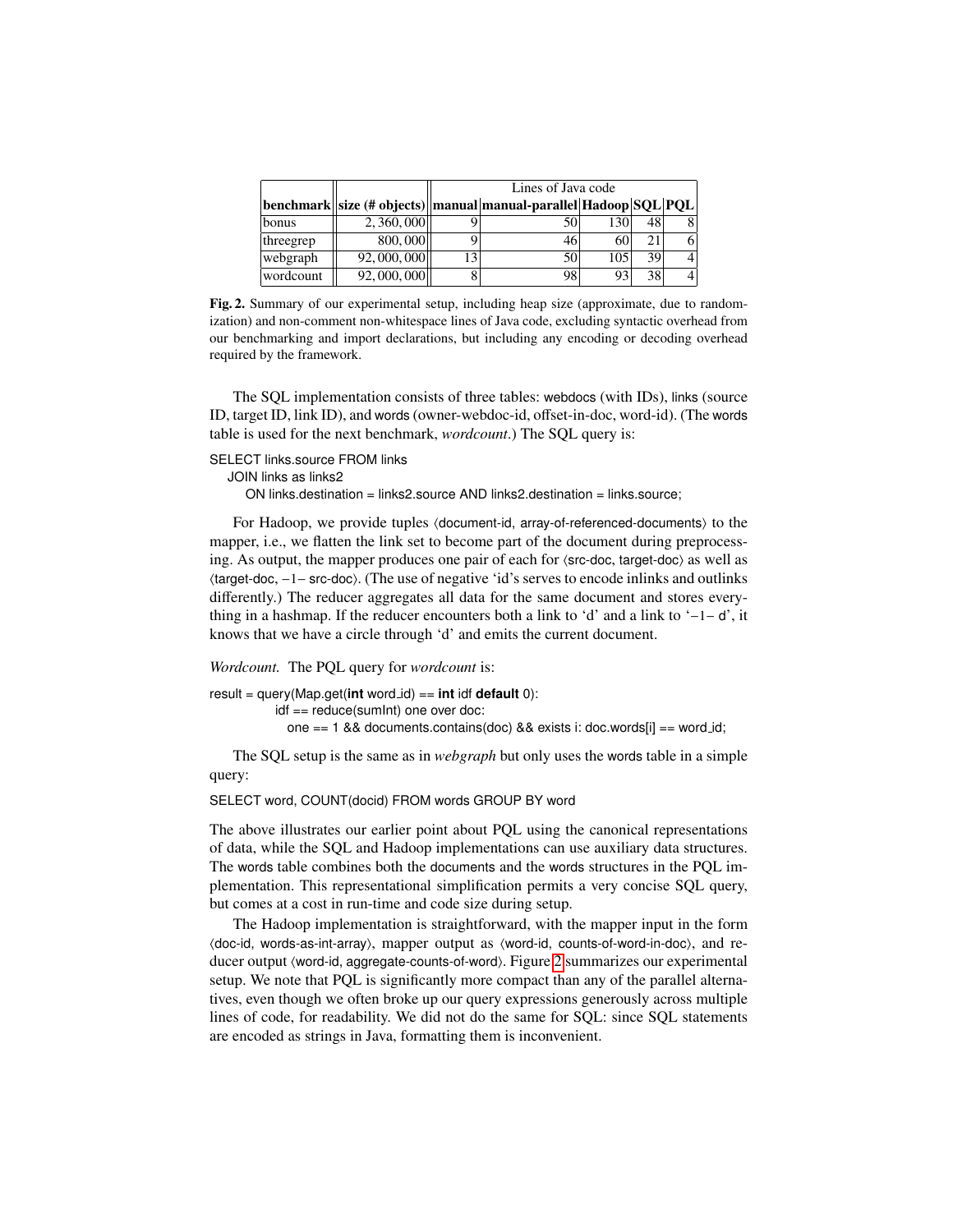| benchmark | size (# objects) | Lines of Java code | | | | |
|---|---|---|---|---|---|---|
| | | **manual** | **manual-parallel** | **Hadoop** | **SQL** | **PQL** |
| bonus | 2,360,000 | 9 | 50 | 130 | 48 | 8 |
| threegrep | 800,000 | 9 | 46 | 60 | 21 | 6 |
| webgraph | 92,000,000 | 13 | 50 | 105 | 39 | 4 |
| wordcount | 92,000,000 | 8 | 98 | 93 | 38 | 4 |

**Fig. 2.** Summary of our experimental setup, including heap size (approximate, due to randomization) and non-comment non-whitespace lines of Java code, excluding syntactic overhead from our benchmarking and import declarations, but including any encoding or decoding overhead required by the framework.

The SQL implementation consists of three tables: webdocs (with IDs), links (source ID, target ID, link ID), and words (owner-webdoc-id, offset-in-doc, word-id). (The words table is used for the next benchmark, *wordcount*.) The SQL query is:

```
SELECT links.source FROM links
  JOIN links as links2
    ON links.destination = links2.source AND links2.destination = links.source;
```

For Hadoop, we provide tuples ⟨document-id, array-of-referenced-documents⟩ to the mapper, i.e., we flatten the link set to become part of the document during preprocessing. As output, the mapper produces one pair of each for ⟨src-doc, target-doc⟩ as well as ⟨target-doc, −1− src-doc⟩. (The use of negative 'id's serves to encode inlinks and outlinks differently.) The reducer aggregates all data for the same document and stores everything in a hashmap. If the reducer encounters both a link to 'd' and a link to '−1− d', it knows that we have a circle through 'd' and emits the current document.

*Wordcount.* The PQL query for *wordcount* is:

```
result = query(Map.get(int word_id) == int idf default 0):
           idf == reduce(sumInt) one over doc:
             one == 1 && documents.contains(doc) && exists i: doc.words[i] == word_id;
```

The SQL setup is the same as in *webgraph* but only uses the words table in a simple query:

```
SELECT word, COUNT(docid) FROM words GROUP BY word
```

The above illustrates our earlier point about PQL using the canonical representations of data, while the SQL and Hadoop implementations can use auxiliary data structures. The words table combines both the documents and the words structures in the PQL implementation. This representational simplification permits a very concise SQL query, but comes at a cost in run-time and code size during setup.

The Hadoop implementation is straightforward, with the mapper input in the form ⟨doc-id, words-as-int-array⟩, mapper output as ⟨word-id, counts-of-word-in-doc⟩, and reducer output ⟨word-id, aggregate-counts-of-word⟩. Figure 2 summarizes our experimental setup. We note that PQL is significantly more compact than any of the parallel alternatives, even though we often broke up our query expressions generously across multiple lines of code, for readability. We did not do the same for SQL: since SQL statements are encoded as strings in Java, formatting them is inconvenient.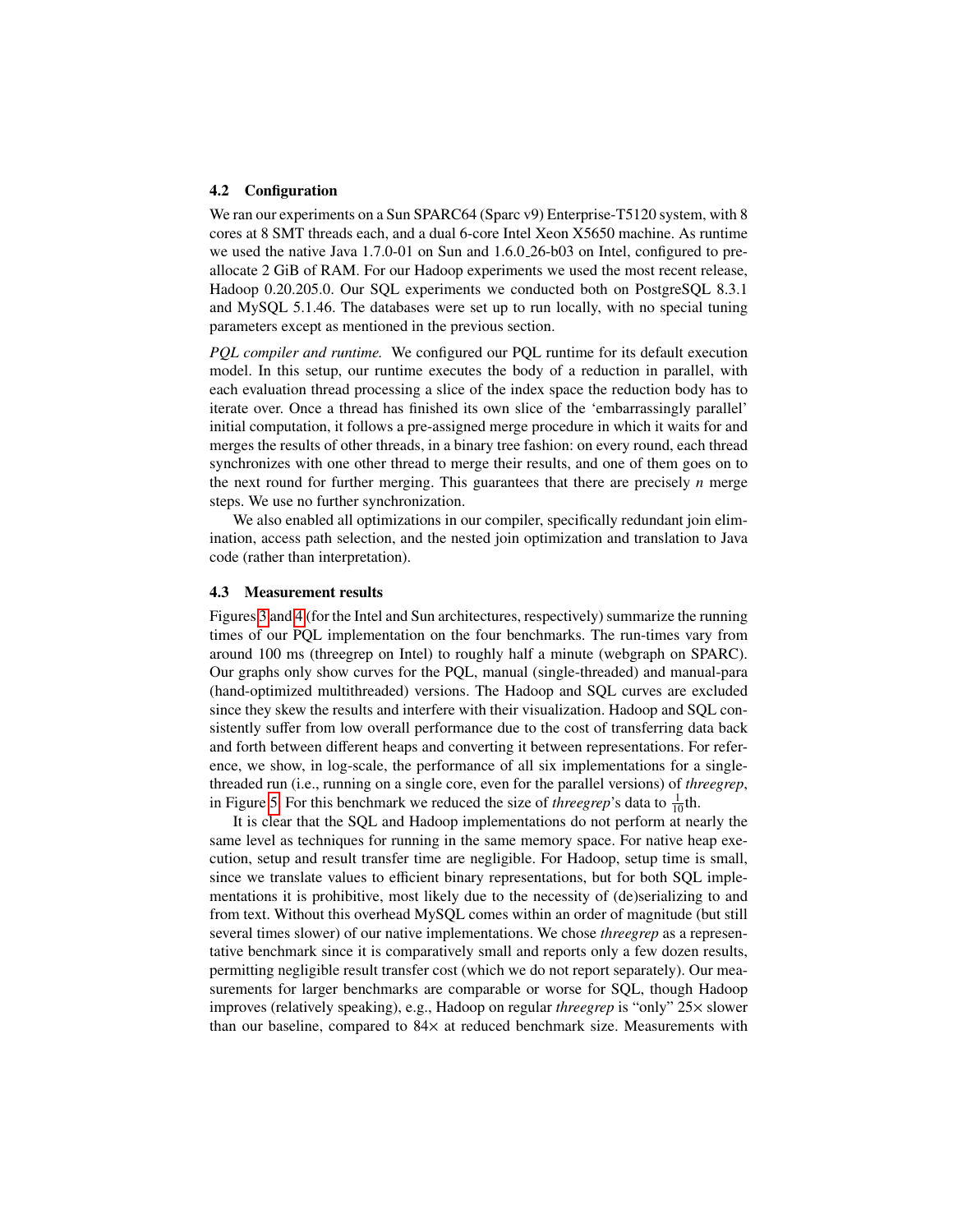### 4.2 Configuration

We ran our experiments on a Sun SPARC64 (Sparc v9) Enterprise-T5120 system, with 8 cores at 8 SMT threads each, and a dual 6-core Intel Xeon X5650 machine. As runtime we used the native Java 1.7.0-01 on Sun and 1.6.0_26-b03 on Intel, configured to preallocate 2 GiB of RAM. For our Hadoop experiments we used the most recent release, Hadoop 0.20.205.0. Our SQL experiments we conducted both on PostgreSQL 8.3.1 and MySQL 5.1.46. The databases were set up to run locally, with no special tuning parameters except as mentioned in the previous section.

*PQL compiler and runtime.* We configured our PQL runtime for its default execution model. In this setup, our runtime executes the body of a reduction in parallel, with each evaluation thread processing a slice of the index space the reduction body has to iterate over. Once a thread has finished its own slice of the 'embarrassingly parallel' initial computation, it follows a pre-assigned merge procedure in which it waits for and merges the results of other threads, in a binary tree fashion: on every round, each thread synchronizes with one other thread to merge their results, and one of them goes on to the next round for further merging. This guarantees that there are precisely $n$ merge steps. We use no further synchronization.

We also enabled all optimizations in our compiler, specifically redundant join elimination, access path selection, and the nested join optimization and translation to Java code (rather than interpretation).

### 4.3 Measurement results

Figures 3 and 4 (for the Intel and Sun architectures, respectively) summarize the running times of our PQL implementation on the four benchmarks. The run-times vary from around 100 ms (threegrep on Intel) to roughly half a minute (webgraph on SPARC). Our graphs only show curves for the PQL, manual (single-threaded) and manual-para (hand-optimized multithreaded) versions. The Hadoop and SQL curves are excluded since they skew the results and interfere with their visualization. Hadoop and SQL consistently suffer from low overall performance due to the cost of transferring data back and forth between different heaps and converting it between representations. For reference, we show, in log-scale, the performance of all six implementations for a single-threaded run (i.e., running on a single core, even for the parallel versions) of *threegrep*, in Figure 5. For this benchmark we reduced the size of *threegrep*'s data to $\frac{1}{10}$th.

It is clear that the SQL and Hadoop implementations do not perform at nearly the same level as techniques for running in the same memory space. For native heap execution, setup and result transfer time are negligible. For Hadoop, setup time is small, since we translate values to efficient binary representations, but for both SQL implementations it is prohibitive, most likely due to the necessity of (de)serializing to and from text. Without this overhead MySQL comes within an order of magnitude (but still several times slower) of our native implementations. We chose *threegrep* as a representative benchmark since it is comparatively small and reports only a few dozen results, permitting negligible result transfer cost (which we do not report separately). Our measurements for larger benchmarks are comparable or worse for SQL, though Hadoop improves (relatively speaking), e.g., Hadoop on regular *threegrep* is "only" 25× slower than our baseline, compared to 84× at reduced benchmark size. Measurements with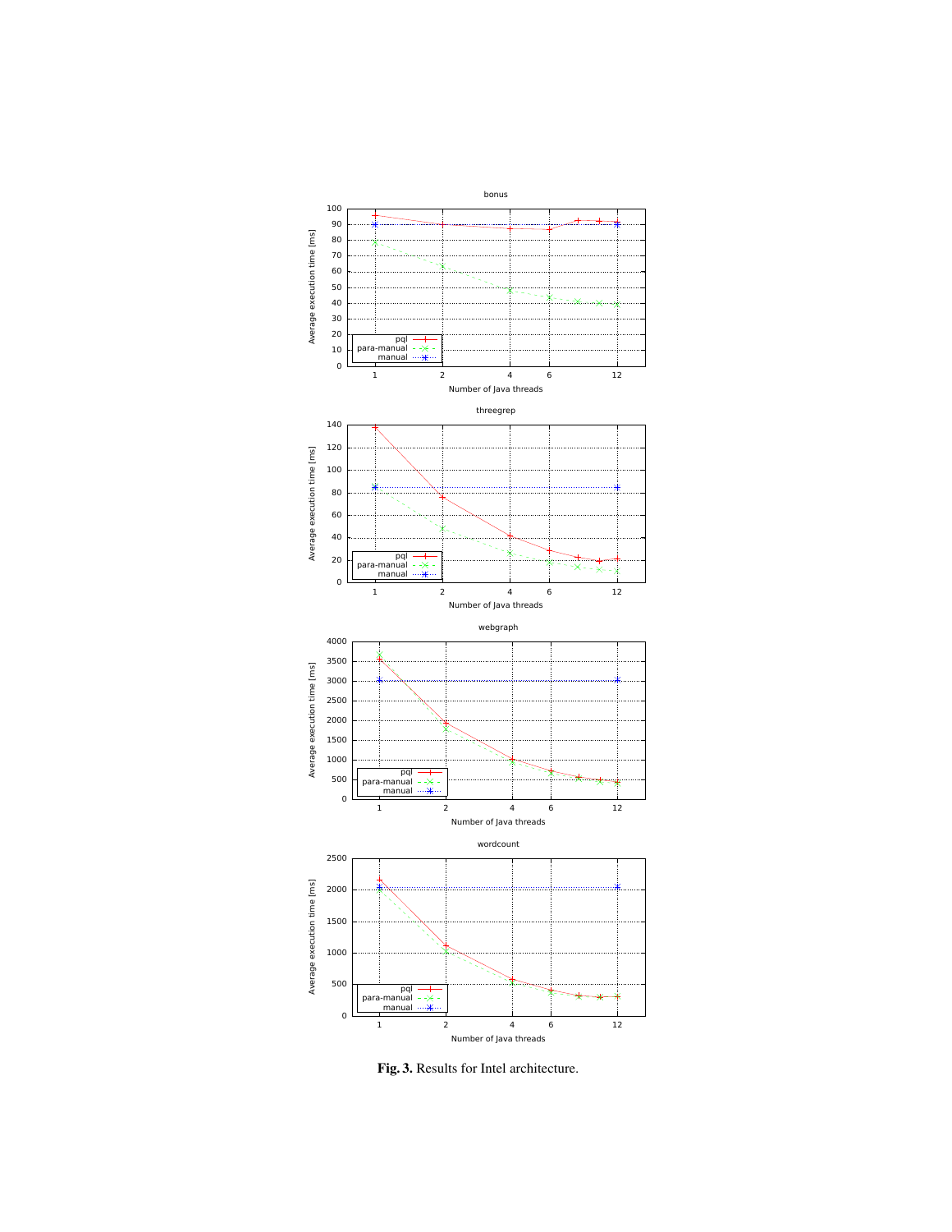**Fig. 3.** Results for Intel architecture.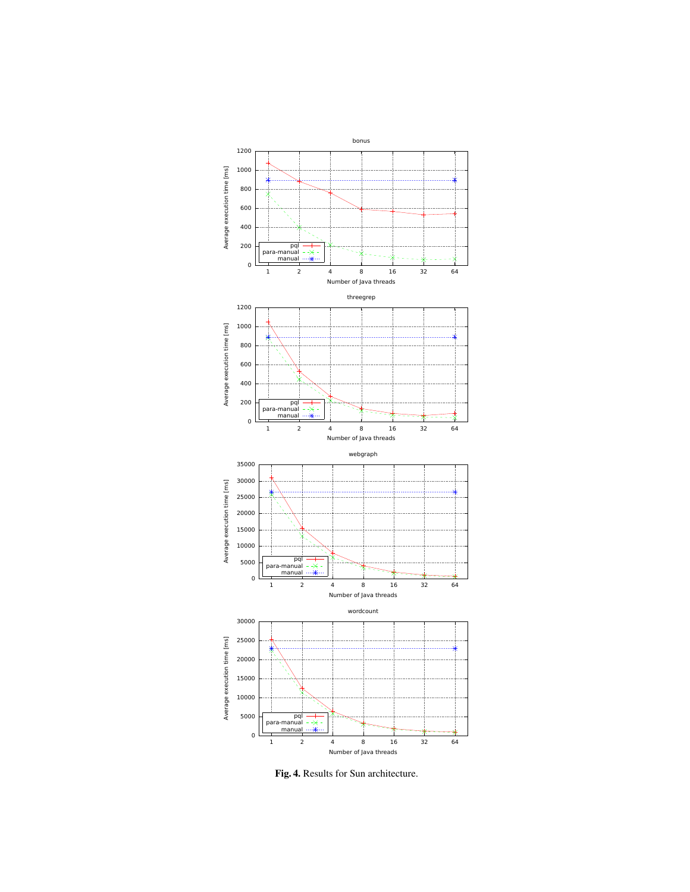**Fig. 4.** Results for Sun architecture.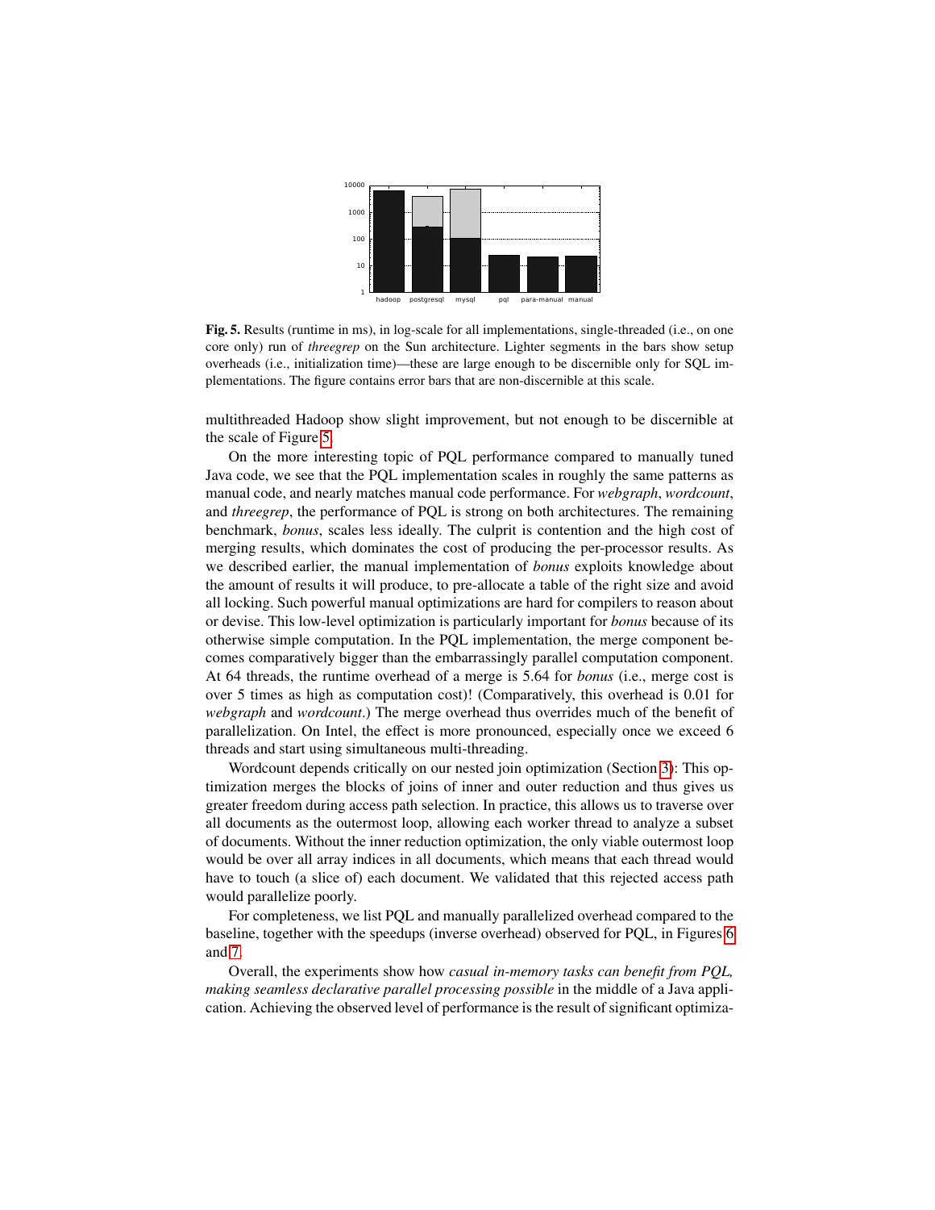**Fig. 5.** Results (runtime in ms), in log-scale for all implementations, single-threaded (i.e., on one core only) run of *threegrep* on the Sun architecture. Lighter segments in the bars show setup overheads (i.e., initialization time)—these are large enough to be discernible only for SQL implementations. The figure contains error bars that are non-discernible at this scale.

multithreaded Hadoop show slight improvement, but not enough to be discernible at the scale of Figure 5.

On the more interesting topic of PQL performance compared to manually tuned Java code, we see that the PQL implementation scales in roughly the same patterns as manual code, and nearly matches manual code performance. For *webgraph*, *wordcount*, and *threegrep*, the performance of PQL is strong on both architectures. The remaining benchmark, *bonus*, scales less ideally. The culprit is contention and the high cost of merging results, which dominates the cost of producing the per-processor results. As we described earlier, the manual implementation of *bonus* exploits knowledge about the amount of results it will produce, to pre-allocate a table of the right size and avoid all locking. Such powerful manual optimizations are hard for compilers to reason about or devise. This low-level optimization is particularly important for *bonus* because of its otherwise simple computation. In the PQL implementation, the merge component becomes comparatively bigger than the embarrassingly parallel computation component. At 64 threads, the runtime overhead of a merge is 5.64 for *bonus* (i.e., merge cost is over 5 times as high as computation cost)! (Comparatively, this overhead is 0.01 for *webgraph* and *wordcount*.) The merge overhead thus overrides much of the benefit of parallelization. On Intel, the effect is more pronounced, especially once we exceed 6 threads and start using simultaneous multi-threading.

Wordcount depends critically on our nested join optimization (Section 3): This optimization merges the blocks of joins of inner and outer reduction and thus gives us greater freedom during access path selection. In practice, this allows us to traverse over all documents as the outermost loop, allowing each worker thread to analyze a subset of documents. Without the inner reduction optimization, the only viable outermost loop would be over all array indices in all documents, which means that each thread would have to touch (a slice of) each document. We validated that this rejected access path would parallelize poorly.

For completeness, we list PQL and manually parallelized overhead compared to the baseline, together with the speedups (inverse overhead) observed for PQL, in Figures 6 and 7.

Overall, the experiments show how *casual in-memory tasks can benefit from PQL, making seamless declarative parallel processing possible* in the middle of a Java application. Achieving the observed level of performance is the result of significant optimiza-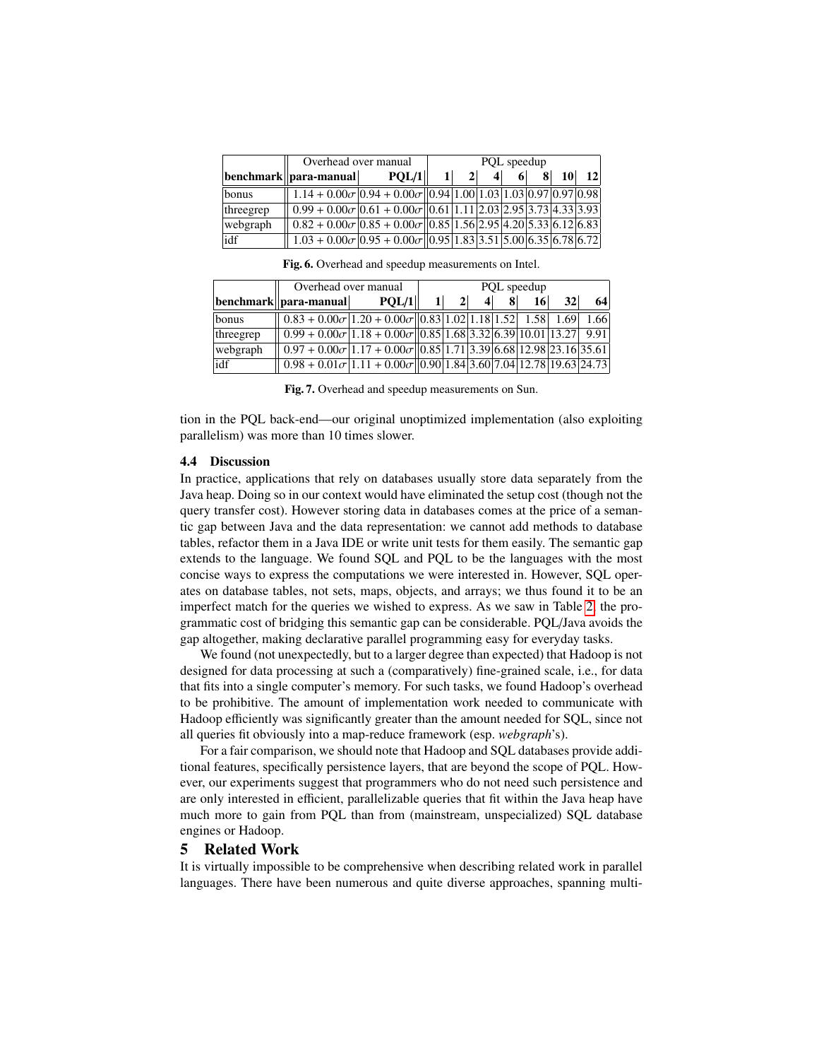| benchmark | Overhead over manual | | PQL speedup | | | | | | |
|---|---|---|---|---|---|---|---|---|---|
| | **para-manual** | **PQL/1** | **1** | **2** | **4** | **6** | **8** | **10** | **12** |
| bonus | $1.14 + 0.00\sigma$ | $0.94 + 0.00\sigma$ | 0.94 | 1.00 | 1.03 | 1.03 | 0.97 | 0.97 | 0.98 |
| threegrep | $0.99 + 0.00\sigma$ | $0.61 + 0.00\sigma$ | 0.61 | 1.11 | 2.03 | 2.95 | 3.73 | 4.33 | 3.93 |
| webgraph | $0.82 + 0.00\sigma$ | $0.85 + 0.00\sigma$ | 0.85 | 1.56 | 2.95 | 4.20 | 5.33 | 6.12 | 6.83 |
| idf | $1.03 + 0.00\sigma$ | $0.95 + 0.00\sigma$ | 0.95 | 1.83 | 3.51 | 5.00 | 6.35 | 6.78 | 6.72 |

**Fig. 6.** Overhead and speedup measurements on Intel.

| benchmark | Overhead over manual | | PQL speedup | | | | | | |
|---|---|---|---|---|---|---|---|---|---|
| | **para-manual** | **PQL/1** | **1** | **2** | **4** | **8** | **16** | **32** | **64** |
| bonus | $0.83 + 0.00\sigma$ | $1.20 + 0.00\sigma$ | 0.83 | 1.02 | 1.18 | 1.52 | 1.58 | 1.69 | 1.66 |
| threegrep | $0.99 + 0.00\sigma$ | $1.18 + 0.00\sigma$ | 0.85 | 1.68 | 3.32 | 6.39 | 10.01 | 13.27 | 9.91 |
| webgraph | $0.97 + 0.00\sigma$ | $1.17 + 0.00\sigma$ | 0.85 | 1.71 | 3.39 | 6.68 | 12.98 | 23.16 | 35.61 |
| idf | $0.98 + 0.01\sigma$ | $1.11 + 0.00\sigma$ | 0.90 | 1.84 | 3.60 | 7.04 | 12.78 | 19.63 | 24.73 |

**Fig. 7.** Overhead and speedup measurements on Sun.

tion in the PQL back-end—our original unoptimized implementation (also exploiting parallelism) was more than 10 times slower.

### 4.4 Discussion

In practice, applications that rely on databases usually store data separately from the Java heap. Doing so in our context would have eliminated the setup cost (though not the query transfer cost). However storing data in databases comes at the price of a semantic gap between Java and the data representation: we cannot add methods to database tables, refactor them in a Java IDE or write unit tests for them easily. The semantic gap extends to the language. We found SQL and PQL to be the languages with the most concise ways to express the computations we were interested in. However, SQL operates on database tables, not sets, maps, objects, and arrays; we thus found it to be an imperfect match for the queries we wished to express. As we saw in Table 2, the programmatic cost of bridging this semantic gap can be considerable. PQL/Java avoids the gap altogether, making declarative parallel programming easy for everyday tasks.

We found (not unexpectedly, but to a larger degree than expected) that Hadoop is not designed for data processing at such a (comparatively) fine-grained scale, i.e., for data that fits into a single computer's memory. For such tasks, we found Hadoop's overhead to be prohibitive. The amount of implementation work needed to communicate with Hadoop efficiently was significantly greater than the amount needed for SQL, since not all queries fit obviously into a map-reduce framework (esp. *webgraph*'s).

For a fair comparison, we should note that Hadoop and SQL databases provide additional features, specifically persistence layers, that are beyond the scope of PQL. However, our experiments suggest that programmers who do not need such persistence and are only interested in efficient, parallelizable queries that fit within the Java heap have much more to gain from PQL than from (mainstream, unspecialized) SQL database engines or Hadoop.

## 5 Related Work

It is virtually impossible to be comprehensive when describing related work in parallel languages. There have been numerous and quite diverse approaches, spanning multi-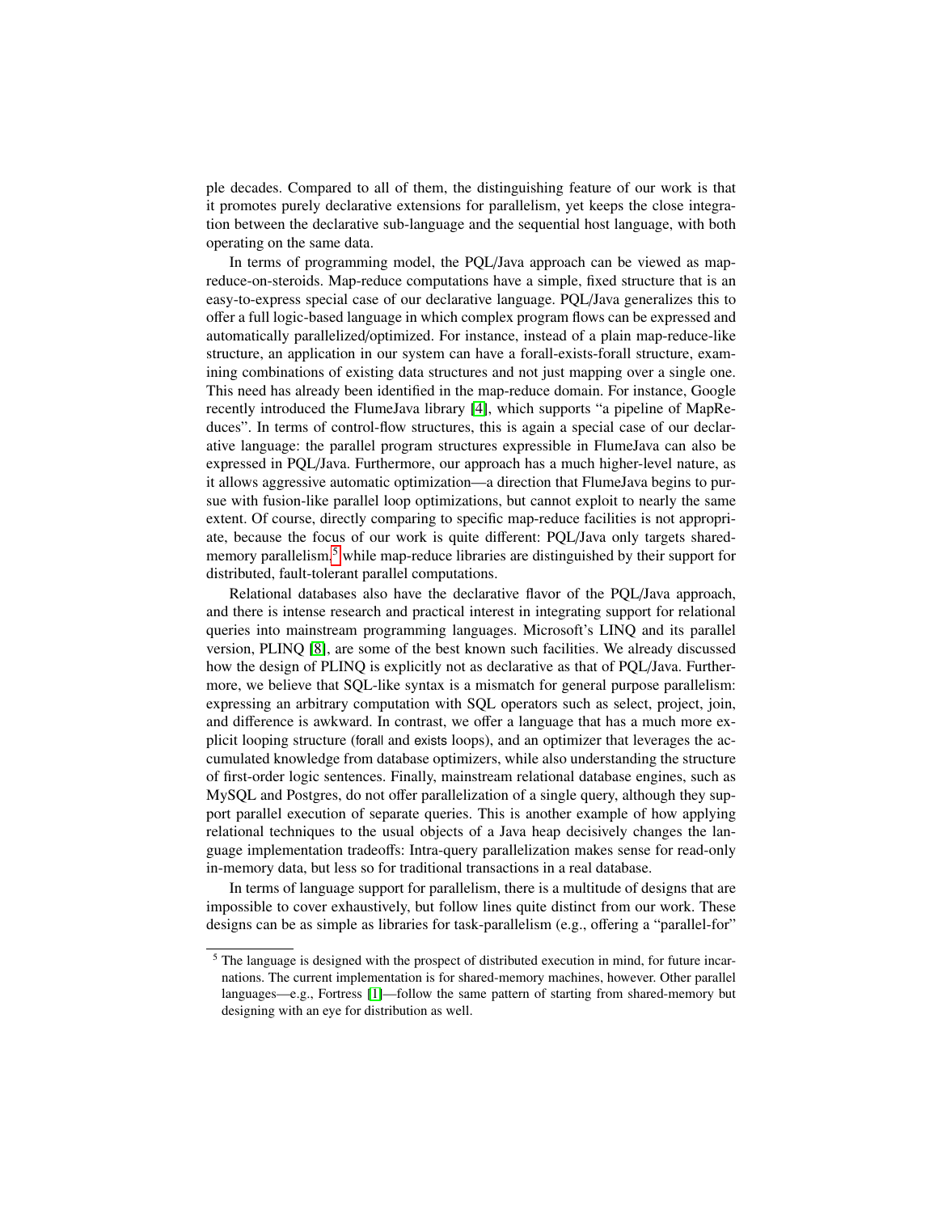ple decades. Compared to all of them, the distinguishing feature of our work is that it promotes purely declarative extensions for parallelism, yet keeps the close integration between the declarative sub-language and the sequential host language, with both operating on the same data.

In terms of programming model, the PQL/Java approach can be viewed as map-reduce-on-steroids. Map-reduce computations have a simple, fixed structure that is an easy-to-express special case of our declarative language. PQL/Java generalizes this to offer a full logic-based language in which complex program flows can be expressed and automatically parallelized/optimized. For instance, instead of a plain map-reduce-like structure, an application in our system can have a forall-exists-forall structure, examining combinations of existing data structures and not just mapping over a single one. This need has already been identified in the map-reduce domain. For instance, Google recently introduced the FlumeJava library [4], which supports "a pipeline of MapReduces". In terms of control-flow structures, this is again a special case of our declarative language: the parallel program structures expressible in FlumeJava can also be expressed in PQL/Java. Furthermore, our approach has a much higher-level nature, as it allows aggressive automatic optimization—a direction that FlumeJava begins to pursue with fusion-like parallel loop optimizations, but cannot exploit to nearly the same extent. Of course, directly comparing to specific map-reduce facilities is not appropriate, because the focus of our work is quite different: PQL/Java only targets shared-memory parallelism,[5] while map-reduce libraries are distinguished by their support for distributed, fault-tolerant parallel computations.

Relational databases also have the declarative flavor of the PQL/Java approach, and there is intense research and practical interest in integrating support for relational queries into mainstream programming languages. Microsoft's LINQ and its parallel version, PLINQ [8], are some of the best known such facilities. We already discussed how the design of PLINQ is explicitly not as declarative as that of PQL/Java. Furthermore, we believe that SQL-like syntax is a mismatch for general purpose parallelism: expressing an arbitrary computation with SQL operators such as select, project, join, and difference is awkward. In contrast, we offer a language that has a much more explicit looping structure (forall and exists loops), and an optimizer that leverages the accumulated knowledge from database optimizers, while also understanding the structure of first-order logic sentences. Finally, mainstream relational database engines, such as MySQL and Postgres, do not offer parallelization of a single query, although they support parallel execution of separate queries. This is another example of how applying relational techniques to the usual objects of a Java heap decisively changes the language implementation tradeoffs: Intra-query parallelization makes sense for read-only in-memory data, but less so for traditional transactions in a real database.

In terms of language support for parallelism, there is a multitude of designs that are impossible to cover exhaustively, but follow lines quite distinct from our work. These designs can be as simple as libraries for task-parallelism (e.g., offering a "parallel-for"

[5] The language is designed with the prospect of distributed execution in mind, for future incarnations. The current implementation is for shared-memory machines, however. Other parallel languages—e.g., Fortress [1]—follow the same pattern of starting from shared-memory but designing with an eye for distribution as well.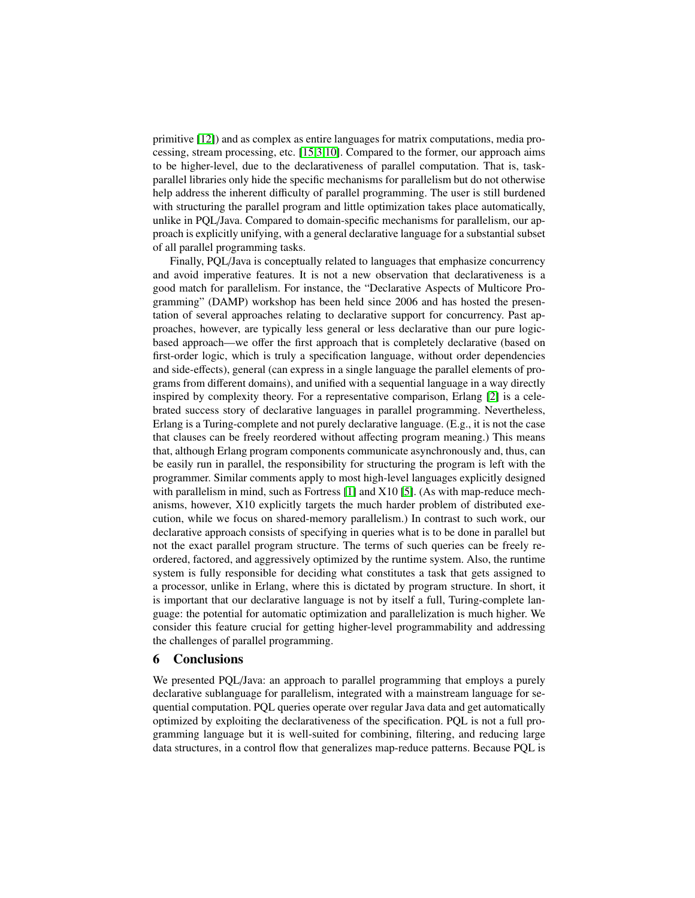primitive [12]) and as complex as entire languages for matrix computations, media processing, stream processing, etc. [15,3,10]. Compared to the former, our approach aims to be higher-level, due to the declarativeness of parallel computation. That is, task-parallel libraries only hide the specific mechanisms for parallelism but do not otherwise help address the inherent difficulty of parallel programming. The user is still burdened with structuring the parallel program and little optimization takes place automatically, unlike in PQL/Java. Compared to domain-specific mechanisms for parallelism, our approach is explicitly unifying, with a general declarative language for a substantial subset of all parallel programming tasks.

Finally, PQL/Java is conceptually related to languages that emphasize concurrency and avoid imperative features. It is not a new observation that declarativeness is a good match for parallelism. For instance, the "Declarative Aspects of Multicore Programming" (DAMP) workshop has been held since 2006 and has hosted the presentation of several approaches relating to declarative support for concurrency. Past approaches, however, are typically less general or less declarative than our pure logic-based approach—we offer the first approach that is completely declarative (based on first-order logic, which is truly a specification language, without order dependencies and side-effects), general (can express in a single language the parallel elements of programs from different domains), and unified with a sequential language in a way directly inspired by complexity theory. For a representative comparison, Erlang [2] is a celebrated success story of declarative languages in parallel programming. Nevertheless, Erlang is a Turing-complete and not purely declarative language. (E.g., it is not the case that clauses can be freely reordered without affecting program meaning.) This means that, although Erlang program components communicate asynchronously and, thus, can be easily run in parallel, the responsibility for structuring the program is left with the programmer. Similar comments apply to most high-level languages explicitly designed with parallelism in mind, such as Fortress [1] and X10 [5]. (As with map-reduce mechanisms, however, X10 explicitly targets the much harder problem of distributed execution, while we focus on shared-memory parallelism.) In contrast to such work, our declarative approach consists of specifying in queries what is to be done in parallel but not the exact parallel program structure. The terms of such queries can be freely reordered, factored, and aggressively optimized by the runtime system. Also, the runtime system is fully responsible for deciding what constitutes a task that gets assigned to a processor, unlike in Erlang, where this is dictated by program structure. In short, it is important that our declarative language is not by itself a full, Turing-complete language: the potential for automatic optimization and parallelization is much higher. We consider this feature crucial for getting higher-level programmability and addressing the challenges of parallel programming.

## 6 Conclusions

We presented PQL/Java: an approach to parallel programming that employs a purely declarative sublanguage for parallelism, integrated with a mainstream language for sequential computation. PQL queries operate over regular Java data and get automatically optimized by exploiting the declarativeness of the specification. PQL is not a full programming language but it is well-suited for combining, filtering, and reducing large data structures, in a control flow that generalizes map-reduce patterns. Because PQL is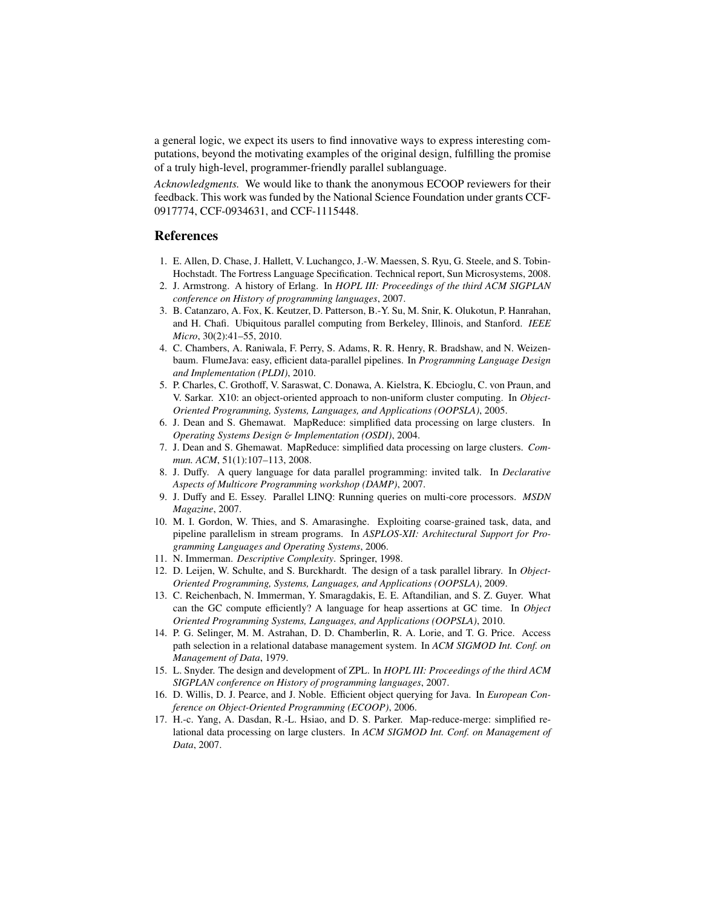a general logic, we expect its users to find innovative ways to express interesting computations, beyond the motivating examples of the original design, fulfilling the promise of a truly high-level, programmer-friendly parallel sublanguage.

*Acknowledgments.* We would like to thank the anonymous ECOOP reviewers for their feedback. This work was funded by the National Science Foundation under grants CCF-0917774, CCF-0934631, and CCF-1115448.

## References

1. E. Allen, D. Chase, J. Hallett, V. Luchangco, J.-W. Maessen, S. Ryu, G. Steele, and S. Tobin-Hochstadt. The Fortress Language Specification. Technical report, Sun Microsystems, 2008.
2. J. Armstrong. A history of Erlang. In *HOPL III: Proceedings of the third ACM SIGPLAN conference on History of programming languages*, 2007.
3. B. Catanzaro, A. Fox, K. Keutzer, D. Patterson, B.-Y. Su, M. Snir, K. Olukotun, P. Hanrahan, and H. Chafi. Ubiquitous parallel computing from Berkeley, Illinois, and Stanford. *IEEE Micro*, 30(2):41–55, 2010.
4. C. Chambers, A. Raniwala, F. Perry, S. Adams, R. R. Henry, R. Bradshaw, and N. Weizenbaum. FlumeJava: easy, efficient data-parallel pipelines. In *Programming Language Design and Implementation (PLDI)*, 2010.
5. P. Charles, C. Grothoff, V. Saraswat, C. Donawa, A. Kielstra, K. Ebcioglu, C. von Praun, and V. Sarkar. X10: an object-oriented approach to non-uniform cluster computing. In *Object-Oriented Programming, Systems, Languages, and Applications (OOPSLA)*, 2005.
6. J. Dean and S. Ghemawat. MapReduce: simplified data processing on large clusters. In *Operating Systems Design & Implementation (OSDI)*, 2004.
7. J. Dean and S. Ghemawat. MapReduce: simplified data processing on large clusters. *Commun. ACM*, 51(1):107–113, 2008.
8. J. Duffy. A query language for data parallel programming: invited talk. In *Declarative Aspects of Multicore Programming workshop (DAMP)*, 2007.
9. J. Duffy and E. Essey. Parallel LINQ: Running queries on multi-core processors. *MSDN Magazine*, 2007.
10. M. I. Gordon, W. Thies, and S. Amarasinghe. Exploiting coarse-grained task, data, and pipeline parallelism in stream programs. In *ASPLOS-XII: Architectural Support for Programming Languages and Operating Systems*, 2006.
11. N. Immerman. *Descriptive Complexity*. Springer, 1998.
12. D. Leijen, W. Schulte, and S. Burckhardt. The design of a task parallel library. In *Object-Oriented Programming, Systems, Languages, and Applications (OOPSLA)*, 2009.
13. C. Reichenbach, N. Immerman, Y. Smaragdakis, E. E. Aftandilian, and S. Z. Guyer. What can the GC compute efficiently? A language for heap assertions at GC time. In *Object Oriented Programming Systems, Languages, and Applications (OOPSLA)*, 2010.
14. P. G. Selinger, M. M. Astrahan, D. D. Chamberlin, R. A. Lorie, and T. G. Price. Access path selection in a relational database management system. In *ACM SIGMOD Int. Conf. on Management of Data*, 1979.
15. L. Snyder. The design and development of ZPL. In *HOPL III: Proceedings of the third ACM SIGPLAN conference on History of programming languages*, 2007.
16. D. Willis, D. J. Pearce, and J. Noble. Efficient object querying for Java. In *European Conference on Object-Oriented Programming (ECOOP)*, 2006.
17. H.-c. Yang, A. Dasdan, R.-L. Hsiao, and D. S. Parker. Map-reduce-merge: simplified relational data processing on large clusters. In *ACM SIGMOD Int. Conf. on Management of Data*, 2007.